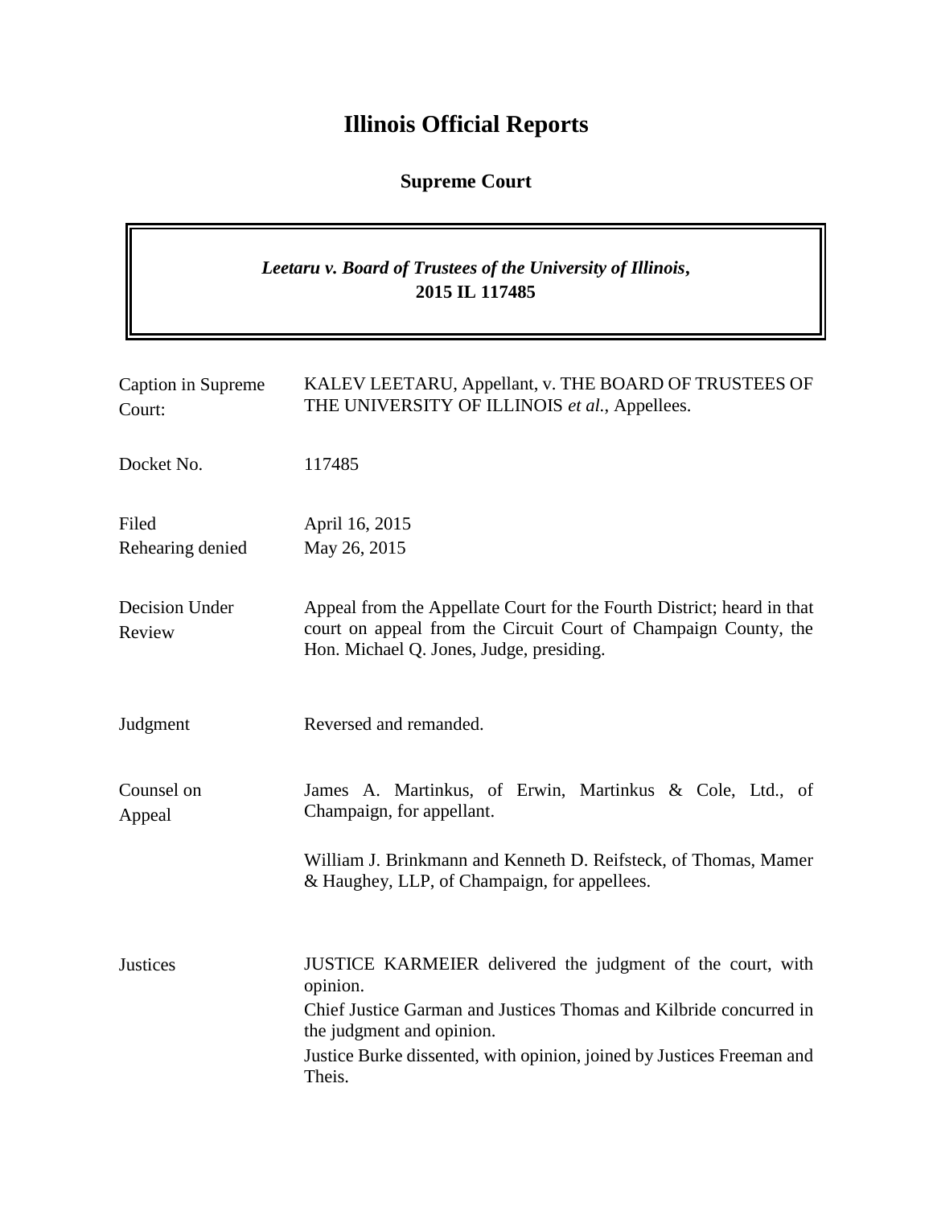# Illinois Official Reports

## Supreme Court

***Leetaru v. Board of Trustees of the University of Illinois*, 2015 IL 117485**

| | |
|---|---|
| Caption in Supreme Court: | KALEV LEETARU, Appellant, v. THE BOARD OF TRUSTEES OF THE UNIVERSITY OF ILLINOIS *et al.*, Appellees. |
| Docket No. | 117485 |
| Filed<br>Rehearing denied | April 16, 2015<br>May 26, 2015 |
| Decision Under Review | Appeal from the Appellate Court for the Fourth District; heard in that court on appeal from the Circuit Court of Champaign County, the Hon. Michael Q. Jones, Judge, presiding. |
| Judgment | Reversed and remanded. |
| Counsel on Appeal | James A. Martinkus, of Erwin, Martinkus & Cole, Ltd., of Champaign, for appellant.<br><br>William J. Brinkmann and Kenneth D. Reifsteck, of Thomas, Mamer & Haughey, LLP, of Champaign, for appellees. |
| Justices | JUSTICE KARMEIER delivered the judgment of the court, with opinion.<br>Chief Justice Garman and Justices Thomas and Kilbride concurred in the judgment and opinion.<br>Justice Burke dissented, with opinion, joined by Justices Freeman and Theis. |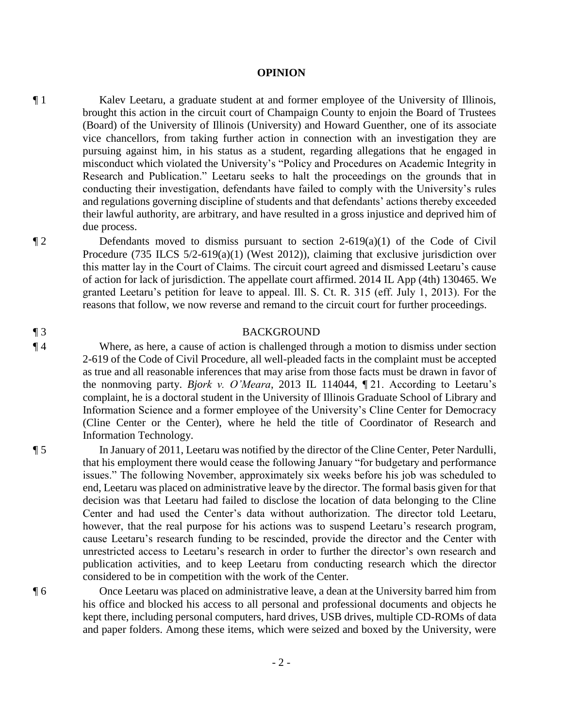## OPINION

¶ 1 Kalev Leetaru, a graduate student at and former employee of the University of Illinois, brought this action in the circuit court of Champaign County to enjoin the Board of Trustees (Board) of the University of Illinois (University) and Howard Guenther, one of its associate vice chancellors, from taking further action in connection with an investigation they are pursuing against him, in his status as a student, regarding allegations that he engaged in misconduct which violated the University's "Policy and Procedures on Academic Integrity in Research and Publication." Leetaru seeks to halt the proceedings on the grounds that in conducting their investigation, defendants have failed to comply with the University's rules and regulations governing discipline of students and that defendants' actions thereby exceeded their lawful authority, are arbitrary, and have resulted in a gross injustice and deprived him of due process.

¶ 2 Defendants moved to dismiss pursuant to section 2-619(a)(1) of the Code of Civil Procedure (735 ILCS 5/2-619(a)(1) (West 2012)), claiming that exclusive jurisdiction over this matter lay in the Court of Claims. The circuit court agreed and dismissed Leetaru's cause of action for lack of jurisdiction. The appellate court affirmed. 2014 IL App (4th) 130465. We granted Leetaru's petition for leave to appeal. Ill. S. Ct. R. 315 (eff. July 1, 2013). For the reasons that follow, we now reverse and remand to the circuit court for further proceedings.

¶ 3 ## BACKGROUND

¶ 4 Where, as here, a cause of action is challenged through a motion to dismiss under section 2-619 of the Code of Civil Procedure, all well-pleaded facts in the complaint must be accepted as true and all reasonable inferences that may arise from those facts must be drawn in favor of the nonmoving party. *Bjork v. O'Meara*, 2013 IL 114044, ¶ 21. According to Leetaru's complaint, he is a doctoral student in the University of Illinois Graduate School of Library and Information Science and a former employee of the University's Cline Center for Democracy (Cline Center or the Center), where he held the title of Coordinator of Research and Information Technology.

¶ 5 In January of 2011, Leetaru was notified by the director of the Cline Center, Peter Nardulli, that his employment there would cease the following January "for budgetary and performance issues." The following November, approximately six weeks before his job was scheduled to end, Leetaru was placed on administrative leave by the director. The formal basis given for that decision was that Leetaru had failed to disclose the location of data belonging to the Cline Center and had used the Center's data without authorization. The director told Leetaru, however, that the real purpose for his actions was to suspend Leetaru's research program, cause Leetaru's research funding to be rescinded, provide the director and the Center with unrestricted access to Leetaru's research in order to further the director's own research and publication activities, and to keep Leetaru from conducting research which the director considered to be in competition with the work of the Center.

¶ 6 Once Leetaru was placed on administrative leave, a dean at the University barred him from his office and blocked his access to all personal and professional documents and objects he kept there, including personal computers, hard drives, USB drives, multiple CD-ROMs of data and paper folders. Among these items, which were seized and boxed by the University, were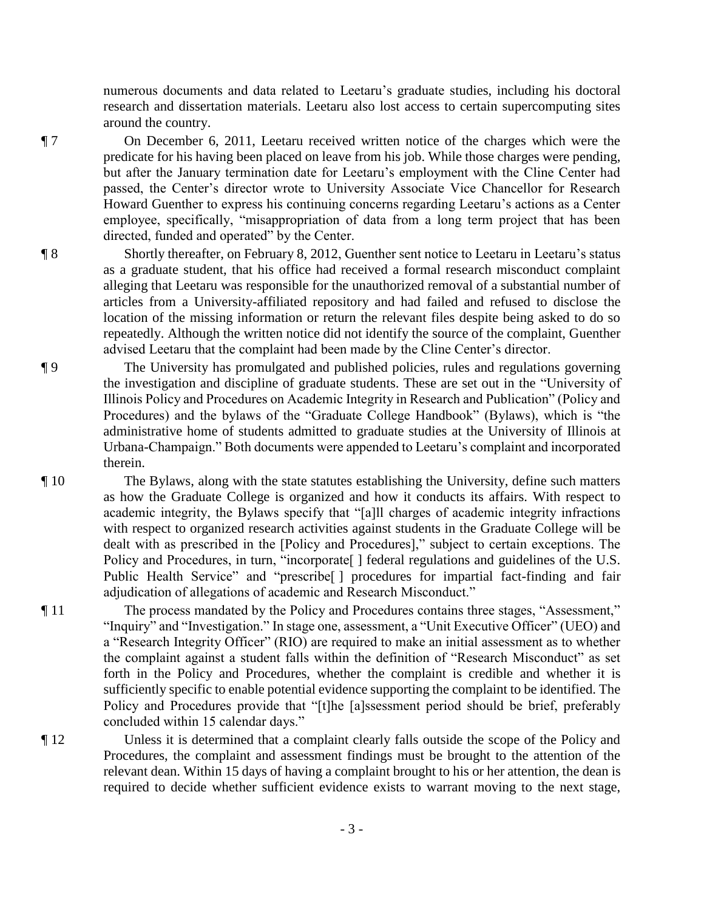numerous documents and data related to Leetaru's graduate studies, including his doctoral research and dissertation materials. Leetaru also lost access to certain supercomputing sites around the country.

¶ 7 On December 6, 2011, Leetaru received written notice of the charges which were the predicate for his having been placed on leave from his job. While those charges were pending, but after the January termination date for Leetaru's employment with the Cline Center had passed, the Center's director wrote to University Associate Vice Chancellor for Research Howard Guenther to express his continuing concerns regarding Leetaru's actions as a Center employee, specifically, "misappropriation of data from a long term project that has been directed, funded and operated" by the Center.

¶ 8 Shortly thereafter, on February 8, 2012, Guenther sent notice to Leetaru in Leetaru's status as a graduate student, that his office had received a formal research misconduct complaint alleging that Leetaru was responsible for the unauthorized removal of a substantial number of articles from a University-affiliated repository and had failed and refused to disclose the location of the missing information or return the relevant files despite being asked to do so repeatedly. Although the written notice did not identify the source of the complaint, Guenther advised Leetaru that the complaint had been made by the Cline Center's director.

¶ 9 The University has promulgated and published policies, rules and regulations governing the investigation and discipline of graduate students. These are set out in the "University of Illinois Policy and Procedures on Academic Integrity in Research and Publication" (Policy and Procedures) and the bylaws of the "Graduate College Handbook" (Bylaws), which is "the administrative home of students admitted to graduate studies at the University of Illinois at Urbana-Champaign." Both documents were appended to Leetaru's complaint and incorporated therein.

¶ 10 The Bylaws, along with the state statutes establishing the University, define such matters as how the Graduate College is organized and how it conducts its affairs. With respect to academic integrity, the Bylaws specify that "[a]ll charges of academic integrity infractions with respect to organized research activities against students in the Graduate College will be dealt with as prescribed in the [Policy and Procedures]," subject to certain exceptions. The Policy and Procedures, in turn, "incorporate[ ] federal regulations and guidelines of the U.S. Public Health Service" and "prescribe[ ] procedures for impartial fact-finding and fair adjudication of allegations of academic and Research Misconduct."

¶ 11 The process mandated by the Policy and Procedures contains three stages, "Assessment," "Inquiry" and "Investigation." In stage one, assessment, a "Unit Executive Officer" (UEO) and a "Research Integrity Officer" (RIO) are required to make an initial assessment as to whether the complaint against a student falls within the definition of "Research Misconduct" as set forth in the Policy and Procedures, whether the complaint is credible and whether it is sufficiently specific to enable potential evidence supporting the complaint to be identified. The Policy and Procedures provide that "[t]he [a]ssessment period should be brief, preferably concluded within 15 calendar days."

¶ 12 Unless it is determined that a complaint clearly falls outside the scope of the Policy and Procedures, the complaint and assessment findings must be brought to the attention of the relevant dean. Within 15 days of having a complaint brought to his or her attention, the dean is required to decide whether sufficient evidence exists to warrant moving to the next stage,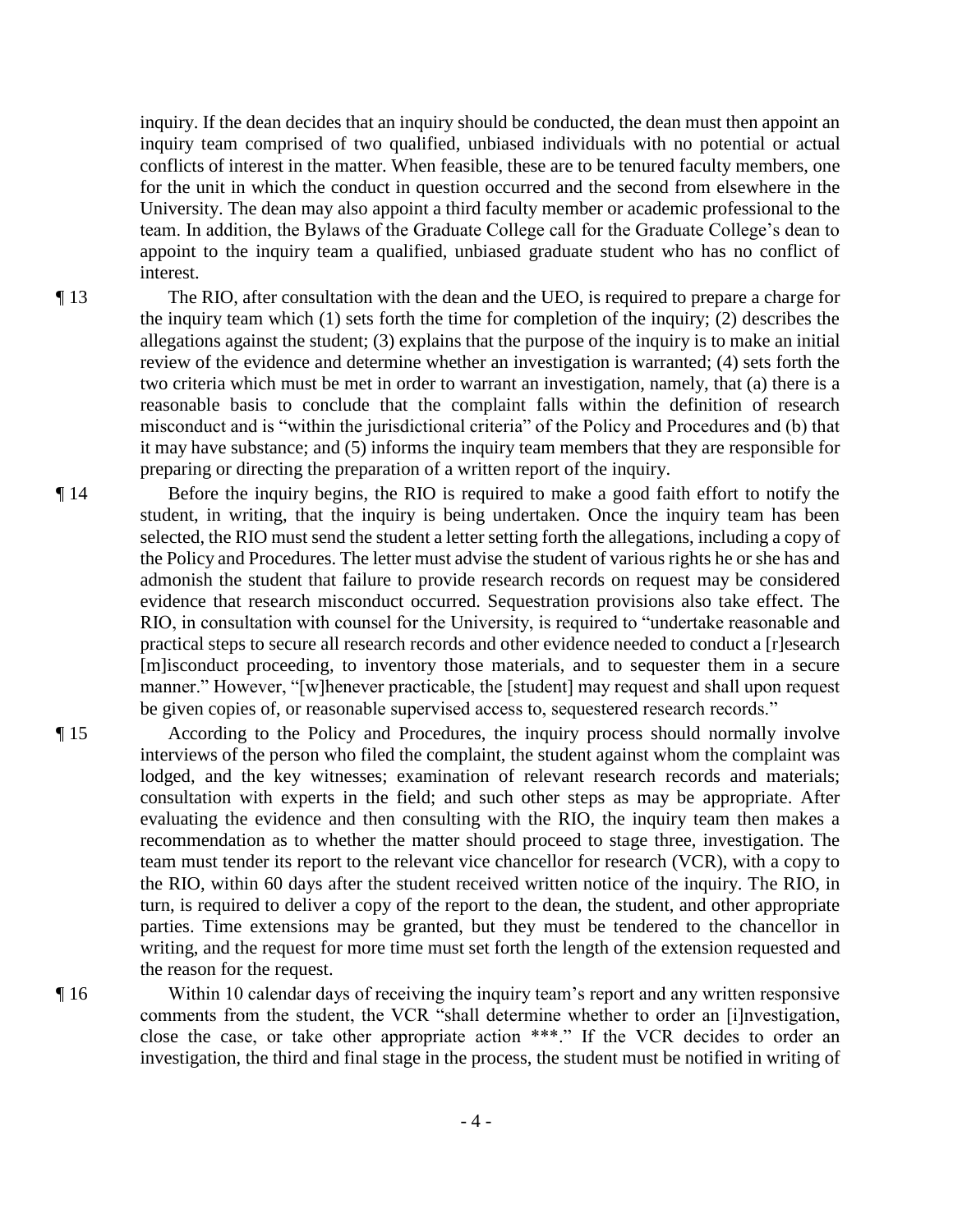inquiry. If the dean decides that an inquiry should be conducted, the dean must then appoint an inquiry team comprised of two qualified, unbiased individuals with no potential or actual conflicts of interest in the matter. When feasible, these are to be tenured faculty members, one for the unit in which the conduct in question occurred and the second from elsewhere in the University. The dean may also appoint a third faculty member or academic professional to the team. In addition, the Bylaws of the Graduate College call for the Graduate College's dean to appoint to the inquiry team a qualified, unbiased graduate student who has no conflict of interest.

¶ 13 The RIO, after consultation with the dean and the UEO, is required to prepare a charge for the inquiry team which (1) sets forth the time for completion of the inquiry; (2) describes the allegations against the student; (3) explains that the purpose of the inquiry is to make an initial review of the evidence and determine whether an investigation is warranted; (4) sets forth the two criteria which must be met in order to warrant an investigation, namely, that (a) there is a reasonable basis to conclude that the complaint falls within the definition of research misconduct and is "within the jurisdictional criteria" of the Policy and Procedures and (b) that it may have substance; and (5) informs the inquiry team members that they are responsible for preparing or directing the preparation of a written report of the inquiry.

¶ 14 Before the inquiry begins, the RIO is required to make a good faith effort to notify the student, in writing, that the inquiry is being undertaken. Once the inquiry team has been selected, the RIO must send the student a letter setting forth the allegations, including a copy of the Policy and Procedures. The letter must advise the student of various rights he or she has and admonish the student that failure to provide research records on request may be considered evidence that research misconduct occurred. Sequestration provisions also take effect. The RIO, in consultation with counsel for the University, is required to "undertake reasonable and practical steps to secure all research records and other evidence needed to conduct a [r]esearch [m]isconduct proceeding, to inventory those materials, and to sequester them in a secure manner." However, "[w]henever practicable, the [student] may request and shall upon request be given copies of, or reasonable supervised access to, sequestered research records."

¶ 15 According to the Policy and Procedures, the inquiry process should normally involve interviews of the person who filed the complaint, the student against whom the complaint was lodged, and the key witnesses; examination of relevant research records and materials; consultation with experts in the field; and such other steps as may be appropriate. After evaluating the evidence and then consulting with the RIO, the inquiry team then makes a recommendation as to whether the matter should proceed to stage three, investigation. The team must tender its report to the relevant vice chancellor for research (VCR), with a copy to the RIO, within 60 days after the student received written notice of the inquiry. The RIO, in turn, is required to deliver a copy of the report to the dean, the student, and other appropriate parties. Time extensions may be granted, but they must be tendered to the chancellor in writing, and the request for more time must set forth the length of the extension requested and the reason for the request.

¶ 16 Within 10 calendar days of receiving the inquiry team's report and any written responsive comments from the student, the VCR "shall determine whether to order an [i]nvestigation, close the case, or take other appropriate action ***." If the VCR decides to order an investigation, the third and final stage in the process, the student must be notified in writing of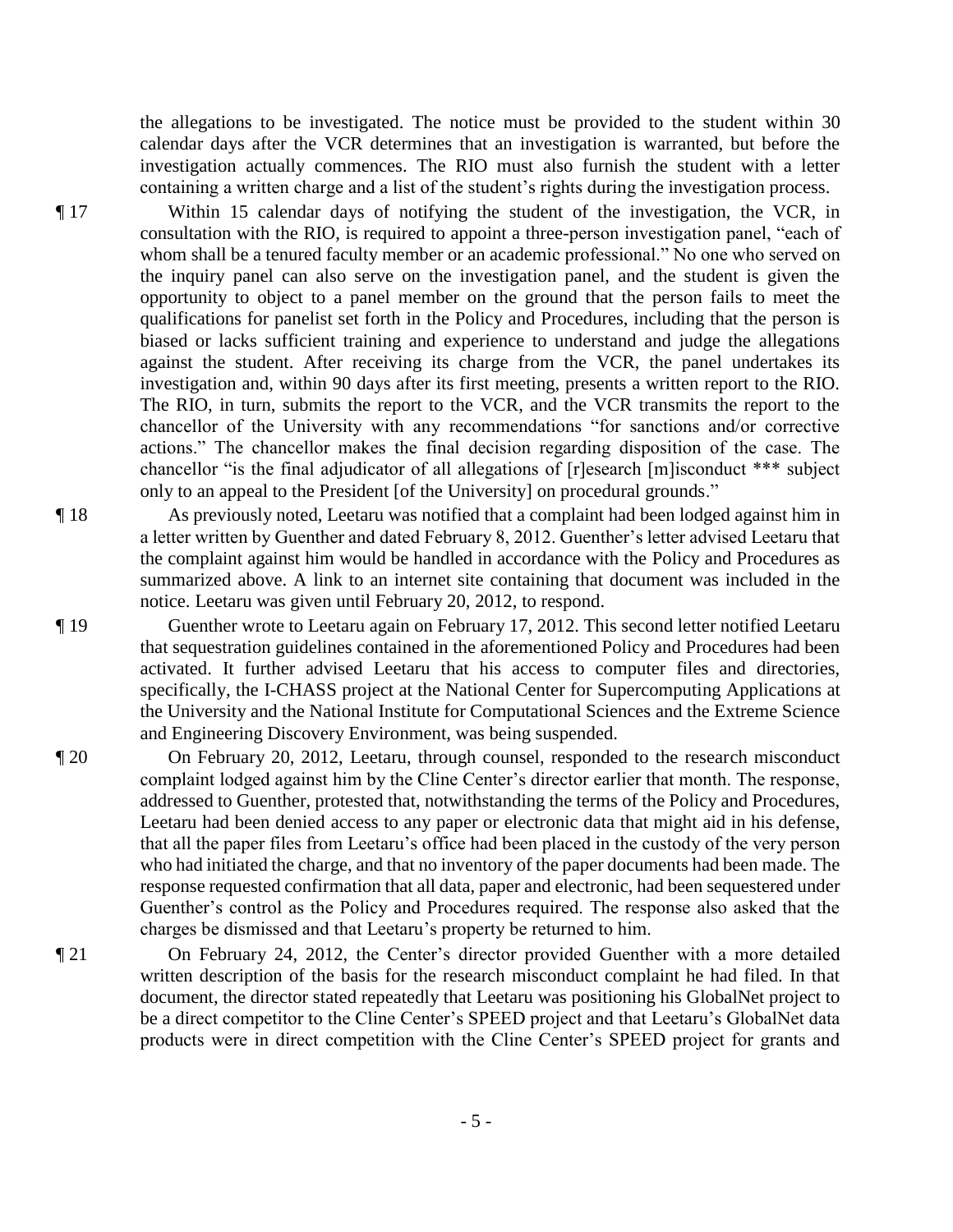the allegations to be investigated. The notice must be provided to the student within 30 calendar days after the VCR determines that an investigation is warranted, but before the investigation actually commences. The RIO must also furnish the student with a letter containing a written charge and a list of the student's rights during the investigation process.

¶ 17 Within 15 calendar days of notifying the student of the investigation, the VCR, in consultation with the RIO, is required to appoint a three-person investigation panel, "each of whom shall be a tenured faculty member or an academic professional." No one who served on the inquiry panel can also serve on the investigation panel, and the student is given the opportunity to object to a panel member on the ground that the person fails to meet the qualifications for panelist set forth in the Policy and Procedures, including that the person is biased or lacks sufficient training and experience to understand and judge the allegations against the student. After receiving its charge from the VCR, the panel undertakes its investigation and, within 90 days after its first meeting, presents a written report to the RIO. The RIO, in turn, submits the report to the VCR, and the VCR transmits the report to the chancellor of the University with any recommendations "for sanctions and/or corrective actions." The chancellor makes the final decision regarding disposition of the case. The chancellor "is the final adjudicator of all allegations of [r]esearch [m]isconduct *** subject only to an appeal to the President [of the University] on procedural grounds."

¶ 18 As previously noted, Leetaru was notified that a complaint had been lodged against him in a letter written by Guenther and dated February 8, 2012. Guenther's letter advised Leetaru that the complaint against him would be handled in accordance with the Policy and Procedures as summarized above. A link to an internet site containing that document was included in the notice. Leetaru was given until February 20, 2012, to respond.

¶ 19 Guenther wrote to Leetaru again on February 17, 2012. This second letter notified Leetaru that sequestration guidelines contained in the aforementioned Policy and Procedures had been activated. It further advised Leetaru that his access to computer files and directories, specifically, the I-CHASS project at the National Center for Supercomputing Applications at the University and the National Institute for Computational Sciences and the Extreme Science and Engineering Discovery Environment, was being suspended.

¶ 20 On February 20, 2012, Leetaru, through counsel, responded to the research misconduct complaint lodged against him by the Cline Center's director earlier that month. The response, addressed to Guenther, protested that, notwithstanding the terms of the Policy and Procedures, Leetaru had been denied access to any paper or electronic data that might aid in his defense, that all the paper files from Leetaru's office had been placed in the custody of the very person who had initiated the charge, and that no inventory of the paper documents had been made. The response requested confirmation that all data, paper and electronic, had been sequestered under Guenther's control as the Policy and Procedures required. The response also asked that the charges be dismissed and that Leetaru's property be returned to him.

¶ 21 On February 24, 2012, the Center's director provided Guenther with a more detailed written description of the basis for the research misconduct complaint he had filed. In that document, the director stated repeatedly that Leetaru was positioning his GlobalNet project to be a direct competitor to the Cline Center's SPEED project and that Leetaru's GlobalNet data products were in direct competition with the Cline Center's SPEED project for grants and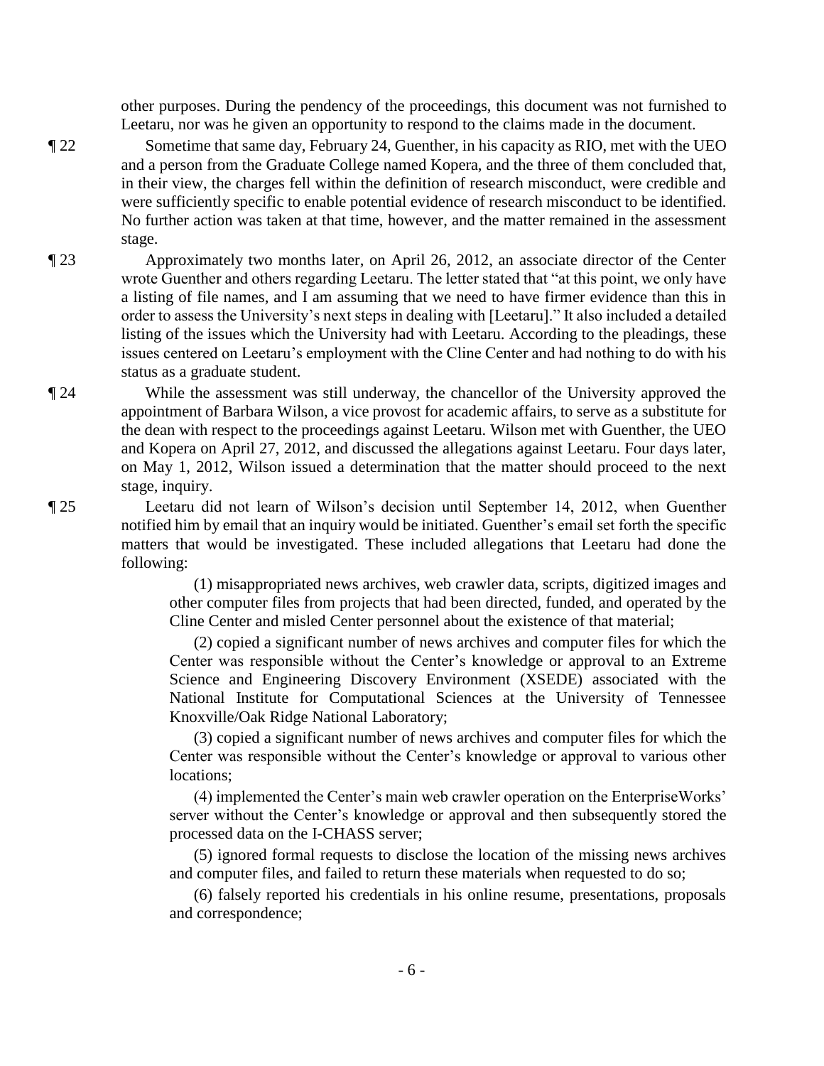other purposes. During the pendency of the proceedings, this document was not furnished to Leetaru, nor was he given an opportunity to respond to the claims made in the document.

¶ 22 Sometime that same day, February 24, Guenther, in his capacity as RIO, met with the UEO and a person from the Graduate College named Kopera, and the three of them concluded that, in their view, the charges fell within the definition of research misconduct, were credible and were sufficiently specific to enable potential evidence of research misconduct to be identified. No further action was taken at that time, however, and the matter remained in the assessment stage.

¶ 23 Approximately two months later, on April 26, 2012, an associate director of the Center wrote Guenther and others regarding Leetaru. The letter stated that "at this point, we only have a listing of file names, and I am assuming that we need to have firmer evidence than this in order to assess the University's next steps in dealing with [Leetaru]." It also included a detailed listing of the issues which the University had with Leetaru. According to the pleadings, these issues centered on Leetaru's employment with the Cline Center and had nothing to do with his status as a graduate student.

¶ 24 While the assessment was still underway, the chancellor of the University approved the appointment of Barbara Wilson, a vice provost for academic affairs, to serve as a substitute for the dean with respect to the proceedings against Leetaru. Wilson met with Guenther, the UEO and Kopera on April 27, 2012, and discussed the allegations against Leetaru. Four days later, on May 1, 2012, Wilson issued a determination that the matter should proceed to the next stage, inquiry.

¶ 25 Leetaru did not learn of Wilson's decision until September 14, 2012, when Guenther notified him by email that an inquiry would be initiated. Guenther's email set forth the specific matters that would be investigated. These included allegations that Leetaru had done the following:

> (1) misappropriated news archives, web crawler data, scripts, digitized images and other computer files from projects that had been directed, funded, and operated by the Cline Center and misled Center personnel about the existence of that material;
>
> (2) copied a significant number of news archives and computer files for which the Center was responsible without the Center's knowledge or approval to an Extreme Science and Engineering Discovery Environment (XSEDE) associated with the National Institute for Computational Sciences at the University of Tennessee Knoxville/Oak Ridge National Laboratory;
>
> (3) copied a significant number of news archives and computer files for which the Center was responsible without the Center's knowledge or approval to various other locations;
>
> (4) implemented the Center's main web crawler operation on the EnterpriseWorks' server without the Center's knowledge or approval and then subsequently stored the processed data on the I-CHASS server;
>
> (5) ignored formal requests to disclose the location of the missing news archives and computer files, and failed to return these materials when requested to do so;
>
> (6) falsely reported his credentials in his online resume, presentations, proposals and correspondence;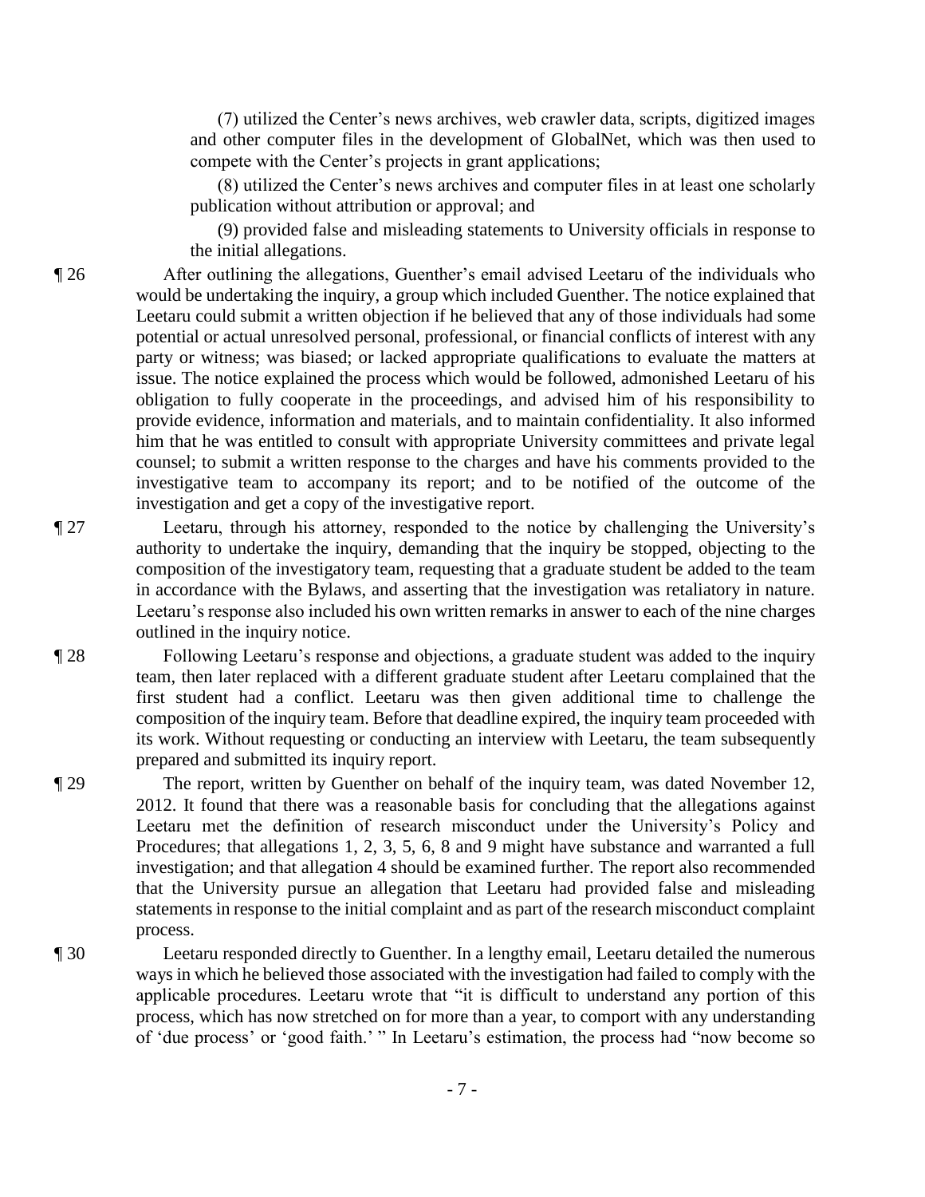(7) utilized the Center's news archives, web crawler data, scripts, digitized images and other computer files in the development of GlobalNet, which was then used to compete with the Center's projects in grant applications;

(8) utilized the Center's news archives and computer files in at least one scholarly publication without attribution or approval; and

(9) provided false and misleading statements to University officials in response to the initial allegations.

¶ 26 After outlining the allegations, Guenther's email advised Leetaru of the individuals who would be undertaking the inquiry, a group which included Guenther. The notice explained that Leetaru could submit a written objection if he believed that any of those individuals had some potential or actual unresolved personal, professional, or financial conflicts of interest with any party or witness; was biased; or lacked appropriate qualifications to evaluate the matters at issue. The notice explained the process which would be followed, admonished Leetaru of his obligation to fully cooperate in the proceedings, and advised him of his responsibility to provide evidence, information and materials, and to maintain confidentiality. It also informed him that he was entitled to consult with appropriate University committees and private legal counsel; to submit a written response to the charges and have his comments provided to the investigative team to accompany its report; and to be notified of the outcome of the investigation and get a copy of the investigative report.

¶ 27 Leetaru, through his attorney, responded to the notice by challenging the University's authority to undertake the inquiry, demanding that the inquiry be stopped, objecting to the composition of the investigatory team, requesting that a graduate student be added to the team in accordance with the Bylaws, and asserting that the investigation was retaliatory in nature. Leetaru's response also included his own written remarks in answer to each of the nine charges outlined in the inquiry notice.

¶ 28 Following Leetaru's response and objections, a graduate student was added to the inquiry team, then later replaced with a different graduate student after Leetaru complained that the first student had a conflict. Leetaru was then given additional time to challenge the composition of the inquiry team. Before that deadline expired, the inquiry team proceeded with its work. Without requesting or conducting an interview with Leetaru, the team subsequently prepared and submitted its inquiry report.

¶ 29 The report, written by Guenther on behalf of the inquiry team, was dated November 12, 2012. It found that there was a reasonable basis for concluding that the allegations against Leetaru met the definition of research misconduct under the University's Policy and Procedures; that allegations 1, 2, 3, 5, 6, 8 and 9 might have substance and warranted a full investigation; and that allegation 4 should be examined further. The report also recommended that the University pursue an allegation that Leetaru had provided false and misleading statements in response to the initial complaint and as part of the research misconduct complaint process.

¶ 30 Leetaru responded directly to Guenther. In a lengthy email, Leetaru detailed the numerous ways in which he believed those associated with the investigation had failed to comply with the applicable procedures. Leetaru wrote that "it is difficult to understand any portion of this process, which has now stretched on for more than a year, to comport with any understanding of 'due process' or 'good faith.' " In Leetaru's estimation, the process had "now become so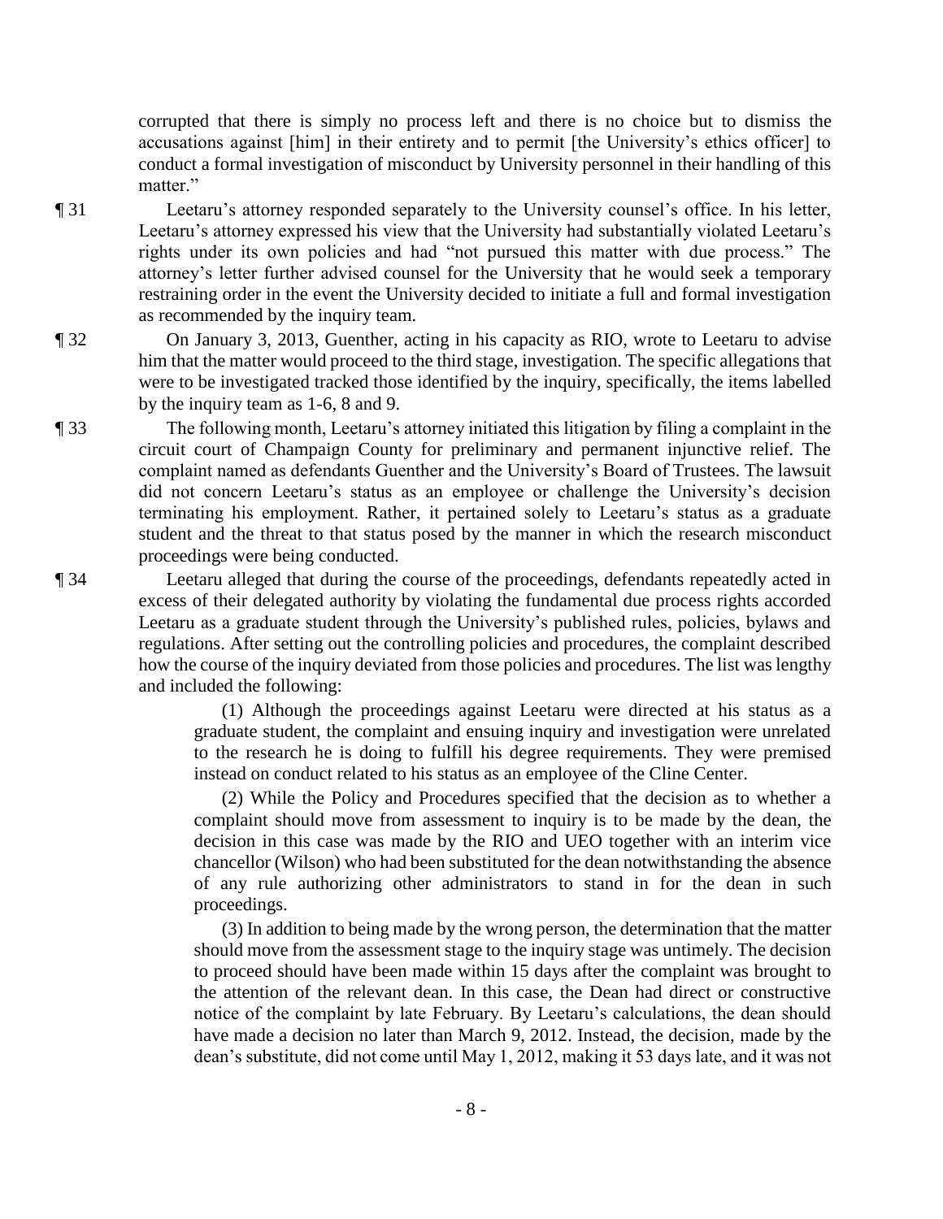corrupted that there is simply no process left and there is no choice but to dismiss the accusations against [him] in their entirety and to permit [the University's ethics officer] to conduct a formal investigation of misconduct by University personnel in their handling of this matter."

¶ 31 Leetaru's attorney responded separately to the University counsel's office. In his letter, Leetaru's attorney expressed his view that the University had substantially violated Leetaru's rights under its own policies and had "not pursued this matter with due process." The attorney's letter further advised counsel for the University that he would seek a temporary restraining order in the event the University decided to initiate a full and formal investigation as recommended by the inquiry team.

¶ 32 On January 3, 2013, Guenther, acting in his capacity as RIO, wrote to Leetaru to advise him that the matter would proceed to the third stage, investigation. The specific allegations that were to be investigated tracked those identified by the inquiry, specifically, the items labelled by the inquiry team as 1-6, 8 and 9.

¶ 33 The following month, Leetaru's attorney initiated this litigation by filing a complaint in the circuit court of Champaign County for preliminary and permanent injunctive relief. The complaint named as defendants Guenther and the University's Board of Trustees. The lawsuit did not concern Leetaru's status as an employee or challenge the University's decision terminating his employment. Rather, it pertained solely to Leetaru's status as a graduate student and the threat to that status posed by the manner in which the research misconduct proceedings were being conducted.

¶ 34 Leetaru alleged that during the course of the proceedings, defendants repeatedly acted in excess of their delegated authority by violating the fundamental due process rights accorded Leetaru as a graduate student through the University's published rules, policies, bylaws and regulations. After setting out the controlling policies and procedures, the complaint described how the course of the inquiry deviated from those policies and procedures. The list was lengthy and included the following:

> (1) Although the proceedings against Leetaru were directed at his status as a graduate student, the complaint and ensuing inquiry and investigation were unrelated to the research he is doing to fulfill his degree requirements. They were premised instead on conduct related to his status as an employee of the Cline Center.
>
> (2) While the Policy and Procedures specified that the decision as to whether a complaint should move from assessment to inquiry is to be made by the dean, the decision in this case was made by the RIO and UEO together with an interim vice chancellor (Wilson) who had been substituted for the dean notwithstanding the absence of any rule authorizing other administrators to stand in for the dean in such proceedings.
>
> (3) In addition to being made by the wrong person, the determination that the matter should move from the assessment stage to the inquiry stage was untimely. The decision to proceed should have been made within 15 days after the complaint was brought to the attention of the relevant dean. In this case, the Dean had direct or constructive notice of the complaint by late February. By Leetaru's calculations, the dean should have made a decision no later than March 9, 2012. Instead, the decision, made by the dean's substitute, did not come until May 1, 2012, making it 53 days late, and it was not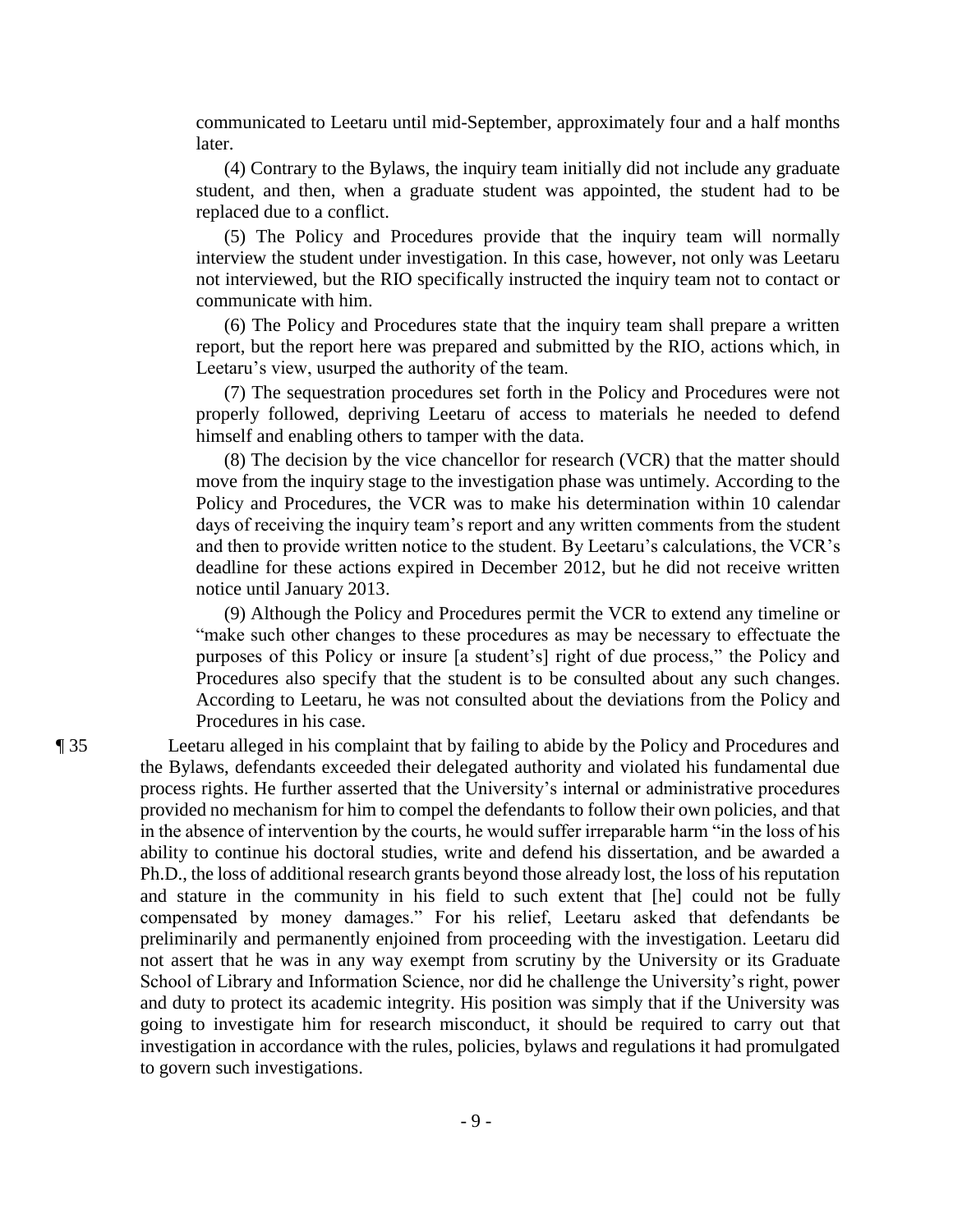communicated to Leetaru until mid-September, approximately four and a half months later.

(4) Contrary to the Bylaws, the inquiry team initially did not include any graduate student, and then, when a graduate student was appointed, the student had to be replaced due to a conflict.

(5) The Policy and Procedures provide that the inquiry team will normally interview the student under investigation. In this case, however, not only was Leetaru not interviewed, but the RIO specifically instructed the inquiry team not to contact or communicate with him.

(6) The Policy and Procedures state that the inquiry team shall prepare a written report, but the report here was prepared and submitted by the RIO, actions which, in Leetaru's view, usurped the authority of the team.

(7) The sequestration procedures set forth in the Policy and Procedures were not properly followed, depriving Leetaru of access to materials he needed to defend himself and enabling others to tamper with the data.

(8) The decision by the vice chancellor for research (VCR) that the matter should move from the inquiry stage to the investigation phase was untimely. According to the Policy and Procedures, the VCR was to make his determination within 10 calendar days of receiving the inquiry team's report and any written comments from the student and then to provide written notice to the student. By Leetaru's calculations, the VCR's deadline for these actions expired in December 2012, but he did not receive written notice until January 2013.

(9) Although the Policy and Procedures permit the VCR to extend any timeline or "make such other changes to these procedures as may be necessary to effectuate the purposes of this Policy or insure [a student's] right of due process," the Policy and Procedures also specify that the student is to be consulted about any such changes. According to Leetaru, he was not consulted about the deviations from the Policy and Procedures in his case.

¶ 35 Leetaru alleged in his complaint that by failing to abide by the Policy and Procedures and the Bylaws, defendants exceeded their delegated authority and violated his fundamental due process rights. He further asserted that the University's internal or administrative procedures provided no mechanism for him to compel the defendants to follow their own policies, and that in the absence of intervention by the courts, he would suffer irreparable harm "in the loss of his ability to continue his doctoral studies, write and defend his dissertation, and be awarded a Ph.D., the loss of additional research grants beyond those already lost, the loss of his reputation and stature in the community in his field to such extent that [he] could not be fully compensated by money damages." For his relief, Leetaru asked that defendants be preliminarily and permanently enjoined from proceeding with the investigation. Leetaru did not assert that he was in any way exempt from scrutiny by the University or its Graduate School of Library and Information Science, nor did he challenge the University's right, power and duty to protect its academic integrity. His position was simply that if the University was going to investigate him for research misconduct, it should be required to carry out that investigation in accordance with the rules, policies, bylaws and regulations it had promulgated to govern such investigations.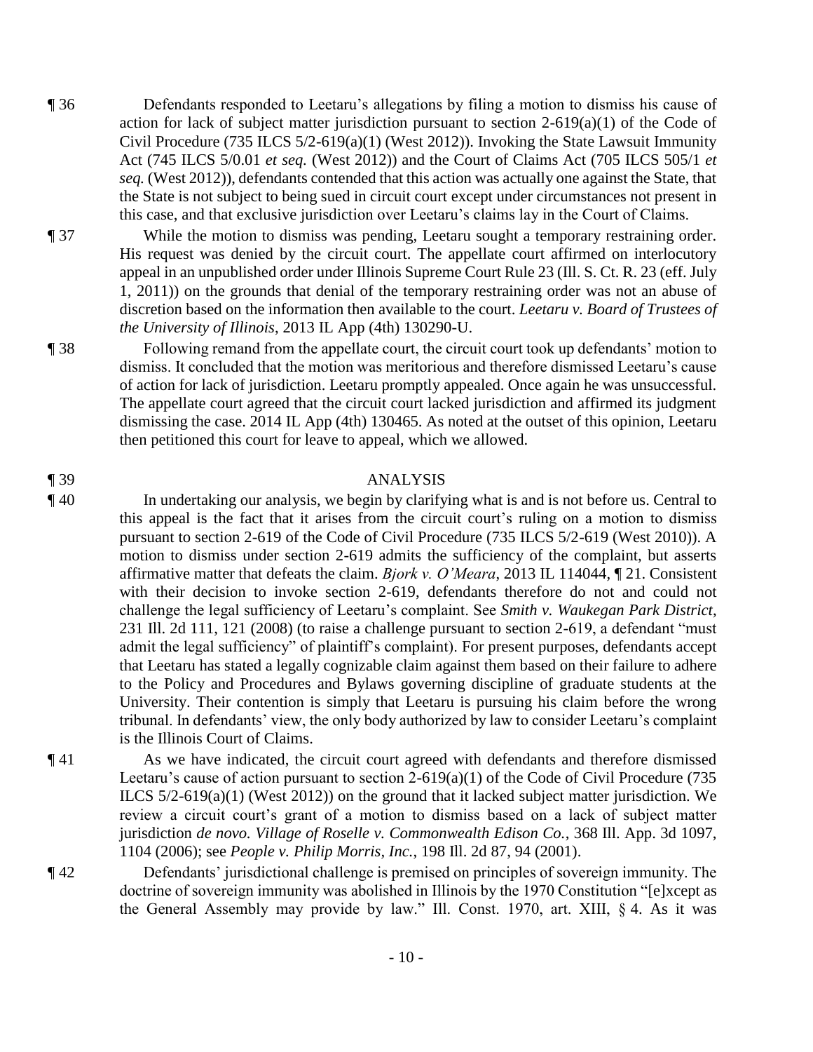¶ 36 Defendants responded to Leetaru's allegations by filing a motion to dismiss his cause of action for lack of subject matter jurisdiction pursuant to section 2-619(a)(1) of the Code of Civil Procedure (735 ILCS 5/2-619(a)(1) (West 2012)). Invoking the State Lawsuit Immunity Act (745 ILCS 5/0.01 *et seq.* (West 2012)) and the Court of Claims Act (705 ILCS 505/1 *et seq.* (West 2012)), defendants contended that this action was actually one against the State, that the State is not subject to being sued in circuit court except under circumstances not present in this case, and that exclusive jurisdiction over Leetaru's claims lay in the Court of Claims.

¶ 37 While the motion to dismiss was pending, Leetaru sought a temporary restraining order. His request was denied by the circuit court. The appellate court affirmed on interlocutory appeal in an unpublished order under Illinois Supreme Court Rule 23 (Ill. S. Ct. R. 23 (eff. July 1, 2011)) on the grounds that denial of the temporary restraining order was not an abuse of discretion based on the information then available to the court. *Leetaru v. Board of Trustees of the University of Illinois*, 2013 IL App (4th) 130290-U.

¶ 38 Following remand from the appellate court, the circuit court took up defendants' motion to dismiss. It concluded that the motion was meritorious and therefore dismissed Leetaru's cause of action for lack of jurisdiction. Leetaru promptly appealed. Once again he was unsuccessful. The appellate court agreed that the circuit court lacked jurisdiction and affirmed its judgment dismissing the case. 2014 IL App (4th) 130465. As noted at the outset of this opinion, Leetaru then petitioned this court for leave to appeal, which we allowed.

¶ 39 ANALYSIS

¶ 40 In undertaking our analysis, we begin by clarifying what is and is not before us. Central to this appeal is the fact that it arises from the circuit court's ruling on a motion to dismiss pursuant to section 2-619 of the Code of Civil Procedure (735 ILCS 5/2-619 (West 2010)). A motion to dismiss under section 2-619 admits the sufficiency of the complaint, but asserts affirmative matter that defeats the claim. *Bjork v. O'Meara*, 2013 IL 114044, ¶ 21. Consistent with their decision to invoke section 2-619, defendants therefore do not and could not challenge the legal sufficiency of Leetaru's complaint. See *Smith v. Waukegan Park District*, 231 Ill. 2d 111, 121 (2008) (to raise a challenge pursuant to section 2-619, a defendant "must admit the legal sufficiency" of plaintiff's complaint). For present purposes, defendants accept that Leetaru has stated a legally cognizable claim against them based on their failure to adhere to the Policy and Procedures and Bylaws governing discipline of graduate students at the University. Their contention is simply that Leetaru is pursuing his claim before the wrong tribunal. In defendants' view, the only body authorized by law to consider Leetaru's complaint is the Illinois Court of Claims.

¶ 41 As we have indicated, the circuit court agreed with defendants and therefore dismissed Leetaru's cause of action pursuant to section 2-619(a)(1) of the Code of Civil Procedure (735 ILCS 5/2-619(a)(1) (West 2012)) on the ground that it lacked subject matter jurisdiction. We review a circuit court's grant of a motion to dismiss based on a lack of subject matter jurisdiction *de novo*. *Village of Roselle v. Commonwealth Edison Co.*, 368 Ill. App. 3d 1097, 1104 (2006); see *People v. Philip Morris, Inc.*, 198 Ill. 2d 87, 94 (2001).

¶ 42 Defendants' jurisdictional challenge is premised on principles of sovereign immunity. The doctrine of sovereign immunity was abolished in Illinois by the 1970 Constitution "[e]xcept as the General Assembly may provide by law." Ill. Const. 1970, art. XIII, § 4. As it was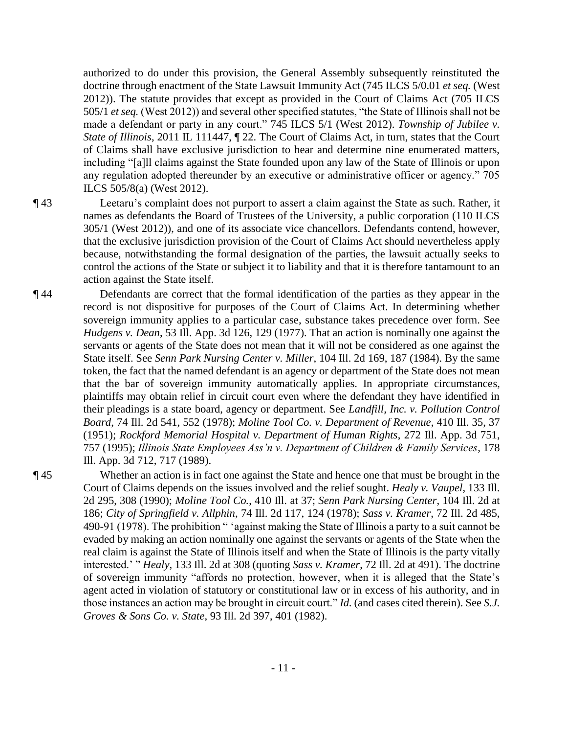authorized to do under this provision, the General Assembly subsequently reinstituted the doctrine through enactment of the State Lawsuit Immunity Act (745 ILCS 5/0.01 *et seq.* (West 2012)). The statute provides that except as provided in the Court of Claims Act (705 ILCS 505/1 *et seq.* (West 2012)) and several other specified statutes, "the State of Illinois shall not be made a defendant or party in any court." 745 ILCS 5/1 (West 2012). *Township of Jubilee v. State of Illinois*, 2011 IL 111447, ¶ 22. The Court of Claims Act, in turn, states that the Court of Claims shall have exclusive jurisdiction to hear and determine nine enumerated matters, including "[a]ll claims against the State founded upon any law of the State of Illinois or upon any regulation adopted thereunder by an executive or administrative officer or agency." 705 ILCS 505/8(a) (West 2012).

¶ 43 Leetaru's complaint does not purport to assert a claim against the State as such. Rather, it names as defendants the Board of Trustees of the University, a public corporation (110 ILCS 305/1 (West 2012)), and one of its associate vice chancellors. Defendants contend, however, that the exclusive jurisdiction provision of the Court of Claims Act should nevertheless apply because, notwithstanding the formal designation of the parties, the lawsuit actually seeks to control the actions of the State or subject it to liability and that it is therefore tantamount to an action against the State itself.

¶ 44 Defendants are correct that the formal identification of the parties as they appear in the record is not dispositive for purposes of the Court of Claims Act. In determining whether sovereign immunity applies to a particular case, substance takes precedence over form. See *Hudgens v. Dean*, 53 Ill. App. 3d 126, 129 (1977). That an action is nominally one against the servants or agents of the State does not mean that it will not be considered as one against the State itself. See *Senn Park Nursing Center v. Miller*, 104 Ill. 2d 169, 187 (1984). By the same token, the fact that the named defendant is an agency or department of the State does not mean that the bar of sovereign immunity automatically applies. In appropriate circumstances, plaintiffs may obtain relief in circuit court even where the defendant they have identified in their pleadings is a state board, agency or department. See *Landfill, Inc. v. Pollution Control Board*, 74 Ill. 2d 541, 552 (1978); *Moline Tool Co. v. Department of Revenue*, 410 Ill. 35, 37 (1951); *Rockford Memorial Hospital v. Department of Human Rights*, 272 Ill. App. 3d 751, 757 (1995); *Illinois State Employees Ass'n v. Department of Children & Family Services*, 178 Ill. App. 3d 712, 717 (1989).

¶ 45 Whether an action is in fact one against the State and hence one that must be brought in the Court of Claims depends on the issues involved and the relief sought. *Healy v. Vaupel*, 133 Ill. 2d 295, 308 (1990); *Moline Tool Co.*, 410 Ill. at 37; *Senn Park Nursing Center*, 104 Ill. 2d at 186; *City of Springfield v. Allphin*, 74 Ill. 2d 117, 124 (1978); *Sass v. Kramer*, 72 Ill. 2d 485, 490-91 (1978). The prohibition " 'against making the State of Illinois a party to a suit cannot be evaded by making an action nominally one against the servants or agents of the State when the real claim is against the State of Illinois itself and when the State of Illinois is the party vitally interested.' " *Healy*, 133 Ill. 2d at 308 (quoting *Sass v. Kramer*, 72 Ill. 2d at 491). The doctrine of sovereign immunity "affords no protection, however, when it is alleged that the State's agent acted in violation of statutory or constitutional law or in excess of his authority, and in those instances an action may be brought in circuit court." *Id.* (and cases cited therein). See *S.J. Groves & Sons Co. v. State*, 93 Ill. 2d 397, 401 (1982).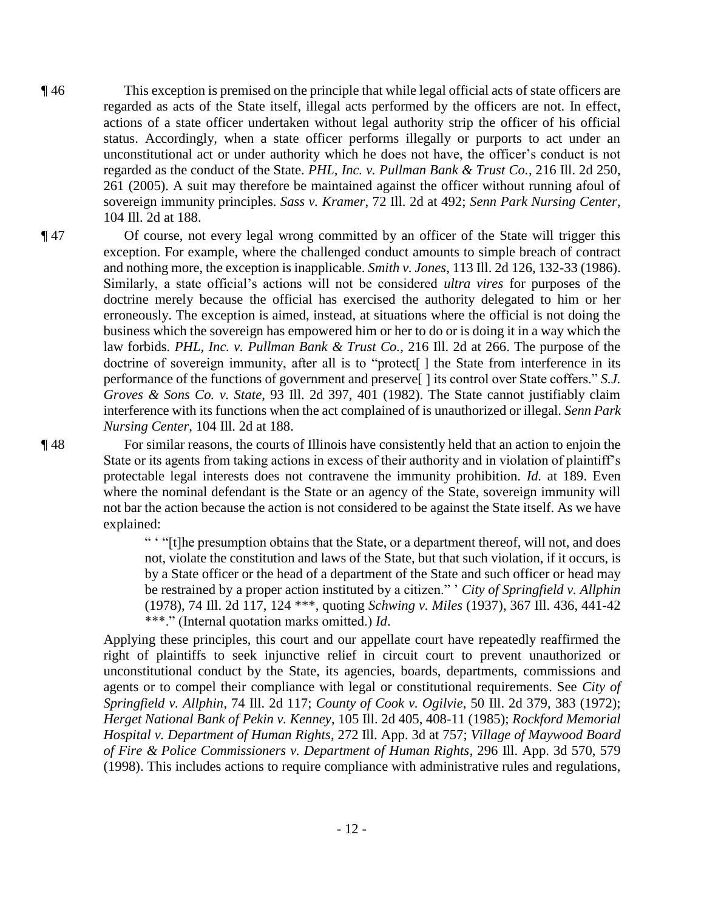¶ 46 This exception is premised on the principle that while legal official acts of state officers are regarded as acts of the State itself, illegal acts performed by the officers are not. In effect, actions of a state officer undertaken without legal authority strip the officer of his official status. Accordingly, when a state officer performs illegally or purports to act under an unconstitutional act or under authority which he does not have, the officer's conduct is not regarded as the conduct of the State. *PHL, Inc. v. Pullman Bank & Trust Co.*, 216 Ill. 2d 250, 261 (2005). A suit may therefore be maintained against the officer without running afoul of sovereign immunity principles. *Sass v. Kramer*, 72 Ill. 2d at 492; *Senn Park Nursing Center*, 104 Ill. 2d at 188.

¶ 47 Of course, not every legal wrong committed by an officer of the State will trigger this exception. For example, where the challenged conduct amounts to simple breach of contract and nothing more, the exception is inapplicable. *Smith v. Jones*, 113 Ill. 2d 126, 132-33 (1986). Similarly, a state official's actions will not be considered *ultra vires* for purposes of the doctrine merely because the official has exercised the authority delegated to him or her erroneously. The exception is aimed, instead, at situations where the official is not doing the business which the sovereign has empowered him or her to do or is doing it in a way which the law forbids. *PHL, Inc. v. Pullman Bank & Trust Co.*, 216 Ill. 2d at 266. The purpose of the doctrine of sovereign immunity, after all is to "protect[ ] the State from interference in its performance of the functions of government and preserve[ ] its control over State coffers." *S.J. Groves & Sons Co. v. State*, 93 Ill. 2d 397, 401 (1982). The State cannot justifiably claim interference with its functions when the act complained of is unauthorized or illegal. *Senn Park Nursing Center*, 104 Ill. 2d at 188.

¶ 48 For similar reasons, the courts of Illinois have consistently held that an action to enjoin the State or its agents from taking actions in excess of their authority and in violation of plaintiff's protectable legal interests does not contravene the immunity prohibition. *Id.* at 189. Even where the nominal defendant is the State or an agency of the State, sovereign immunity will not bar the action because the action is not considered to be against the State itself. As we have explained:

> " ' "[t]he presumption obtains that the State, or a department thereof, will not, and does not, violate the constitution and laws of the State, but that such violation, if it occurs, is by a State officer or the head of a department of the State and such officer or head may be restrained by a proper action instituted by a citizen." ' *City of Springfield v. Allphin* (1978), 74 Ill. 2d 117, 124 \*\*\*, quoting *Schwing v. Miles* (1937), 367 Ill. 436, 441-42 \*\*\*." (Internal quotation marks omitted.) *Id*.

Applying these principles, this court and our appellate court have repeatedly reaffirmed the right of plaintiffs to seek injunctive relief in circuit court to prevent unauthorized or unconstitutional conduct by the State, its agencies, boards, departments, commissions and agents or to compel their compliance with legal or constitutional requirements. See *City of Springfield v. Allphin*, 74 Ill. 2d 117; *County of Cook v. Ogilvie*, 50 Ill. 2d 379, 383 (1972); *Herget National Bank of Pekin v. Kenney*, 105 Ill. 2d 405, 408-11 (1985); *Rockford Memorial Hospital v. Department of Human Rights*, 272 Ill. App. 3d at 757; *Village of Maywood Board of Fire & Police Commissioners v. Department of Human Rights*, 296 Ill. App. 3d 570, 579 (1998). This includes actions to require compliance with administrative rules and regulations,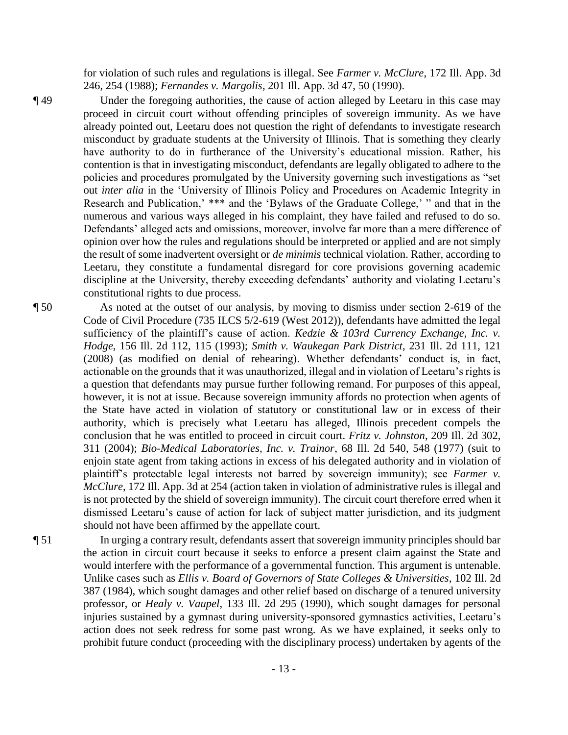for violation of such rules and regulations is illegal. See *Farmer v. McClure*, 172 Ill. App. 3d 246, 254 (1988); *Fernandes v. Margolis*, 201 Ill. App. 3d 47, 50 (1990).

¶ 49 Under the foregoing authorities, the cause of action alleged by Leetaru in this case may proceed in circuit court without offending principles of sovereign immunity. As we have already pointed out, Leetaru does not question the right of defendants to investigate research misconduct by graduate students at the University of Illinois. That is something they clearly have authority to do in furtherance of the University's educational mission. Rather, his contention is that in investigating misconduct, defendants are legally obligated to adhere to the policies and procedures promulgated by the University governing such investigations as "set out *inter alia* in the 'University of Illinois Policy and Procedures on Academic Integrity in Research and Publication,' *** and the 'Bylaws of the Graduate College,' " and that in the numerous and various ways alleged in his complaint, they have failed and refused to do so. Defendants' alleged acts and omissions, moreover, involve far more than a mere difference of opinion over how the rules and regulations should be interpreted or applied and are not simply the result of some inadvertent oversight or *de minimis* technical violation. Rather, according to Leetaru, they constitute a fundamental disregard for core provisions governing academic discipline at the University, thereby exceeding defendants' authority and violating Leetaru's constitutional rights to due process.

¶ 50 As noted at the outset of our analysis, by moving to dismiss under section 2-619 of the Code of Civil Procedure (735 ILCS 5/2-619 (West 2012)), defendants have admitted the legal sufficiency of the plaintiff's cause of action. *Kedzie & 103rd Currency Exchange, Inc. v. Hodge*, 156 Ill. 2d 112, 115 (1993); *Smith v. Waukegan Park District*, 231 Ill. 2d 111, 121 (2008) (as modified on denial of rehearing). Whether defendants' conduct is, in fact, actionable on the grounds that it was unauthorized, illegal and in violation of Leetaru's rights is a question that defendants may pursue further following remand. For purposes of this appeal, however, it is not at issue. Because sovereign immunity affords no protection when agents of the State have acted in violation of statutory or constitutional law or in excess of their authority, which is precisely what Leetaru has alleged, Illinois precedent compels the conclusion that he was entitled to proceed in circuit court. *Fritz v. Johnston*, 209 Ill. 2d 302, 311 (2004); *Bio-Medical Laboratories, Inc. v. Trainor*, 68 Ill. 2d 540, 548 (1977) (suit to enjoin state agent from taking actions in excess of his delegated authority and in violation of plaintiff's protectable legal interests not barred by sovereign immunity); see *Farmer v. McClure*, 172 Ill. App. 3d at 254 (action taken in violation of administrative rules is illegal and is not protected by the shield of sovereign immunity). The circuit court therefore erred when it dismissed Leetaru's cause of action for lack of subject matter jurisdiction, and its judgment should not have been affirmed by the appellate court.

¶ 51 In urging a contrary result, defendants assert that sovereign immunity principles should bar the action in circuit court because it seeks to enforce a present claim against the State and would interfere with the performance of a governmental function. This argument is untenable. Unlike cases such as *Ellis v. Board of Governors of State Colleges & Universities*, 102 Ill. 2d 387 (1984), which sought damages and other relief based on discharge of a tenured university professor, or *Healy v. Vaupel*, 133 Ill. 2d 295 (1990), which sought damages for personal injuries sustained by a gymnast during university-sponsored gymnastics activities, Leetaru's action does not seek redress for some past wrong. As we have explained, it seeks only to prohibit future conduct (proceeding with the disciplinary process) undertaken by agents of the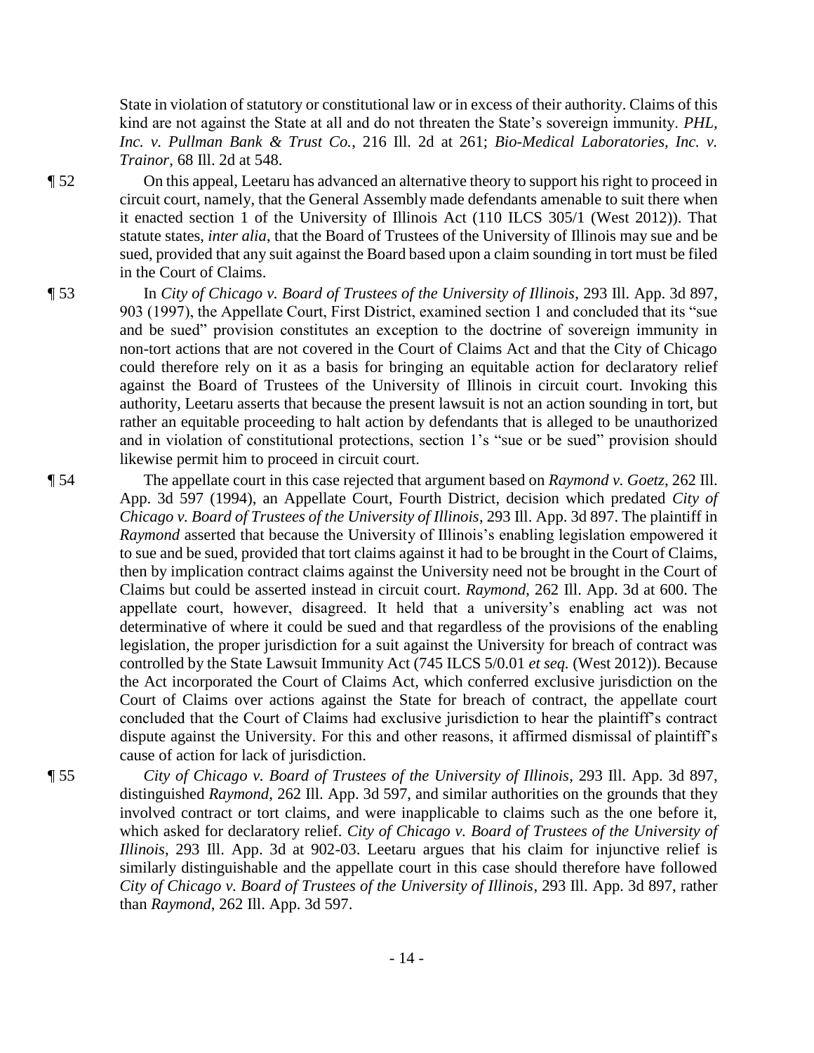State in violation of statutory or constitutional law or in excess of their authority. Claims of this kind are not against the State at all and do not threaten the State's sovereign immunity. *PHL, Inc. v. Pullman Bank & Trust Co.*, 216 Ill. 2d at 261; *Bio-Medical Laboratories, Inc. v. Trainor*, 68 Ill. 2d at 548.

¶ 52 On this appeal, Leetaru has advanced an alternative theory to support his right to proceed in circuit court, namely, that the General Assembly made defendants amenable to suit there when it enacted section 1 of the University of Illinois Act (110 ILCS 305/1 (West 2012)). That statute states, *inter alia*, that the Board of Trustees of the University of Illinois may sue and be sued, provided that any suit against the Board based upon a claim sounding in tort must be filed in the Court of Claims.

¶ 53 In *City of Chicago v. Board of Trustees of the University of Illinois*, 293 Ill. App. 3d 897, 903 (1997), the Appellate Court, First District, examined section 1 and concluded that its "sue and be sued" provision constitutes an exception to the doctrine of sovereign immunity in non-tort actions that are not covered in the Court of Claims Act and that the City of Chicago could therefore rely on it as a basis for bringing an equitable action for declaratory relief against the Board of Trustees of the University of Illinois in circuit court. Invoking this authority, Leetaru asserts that because the present lawsuit is not an action sounding in tort, but rather an equitable proceeding to halt action by defendants that is alleged to be unauthorized and in violation of constitutional protections, section 1's "sue or be sued" provision should likewise permit him to proceed in circuit court.

¶ 54 The appellate court in this case rejected that argument based on *Raymond v. Goetz*, 262 Ill. App. 3d 597 (1994), an Appellate Court, Fourth District, decision which predated *City of Chicago v. Board of Trustees of the University of Illinois*, 293 Ill. App. 3d 897. The plaintiff in *Raymond* asserted that because the University of Illinois's enabling legislation empowered it to sue and be sued, provided that tort claims against it had to be brought in the Court of Claims, then by implication contract claims against the University need not be brought in the Court of Claims but could be asserted instead in circuit court. *Raymond*, 262 Ill. App. 3d at 600. The appellate court, however, disagreed. It held that a university's enabling act was not determinative of where it could be sued and that regardless of the provisions of the enabling legislation, the proper jurisdiction for a suit against the University for breach of contract was controlled by the State Lawsuit Immunity Act (745 ILCS 5/0.01 *et seq.* (West 2012)). Because the Act incorporated the Court of Claims Act, which conferred exclusive jurisdiction on the Court of Claims over actions against the State for breach of contract, the appellate court concluded that the Court of Claims had exclusive jurisdiction to hear the plaintiff's contract dispute against the University. For this and other reasons, it affirmed dismissal of plaintiff's cause of action for lack of jurisdiction.

¶ 55 *City of Chicago v. Board of Trustees of the University of Illinois*, 293 Ill. App. 3d 897, distinguished *Raymond*, 262 Ill. App. 3d 597, and similar authorities on the grounds that they involved contract or tort claims, and were inapplicable to claims such as the one before it, which asked for declaratory relief. *City of Chicago v. Board of Trustees of the University of Illinois*, 293 Ill. App. 3d at 902-03. Leetaru argues that his claim for injunctive relief is similarly distinguishable and the appellate court in this case should therefore have followed *City of Chicago v. Board of Trustees of the University of Illinois*, 293 Ill. App. 3d 897, rather than *Raymond*, 262 Ill. App. 3d 597.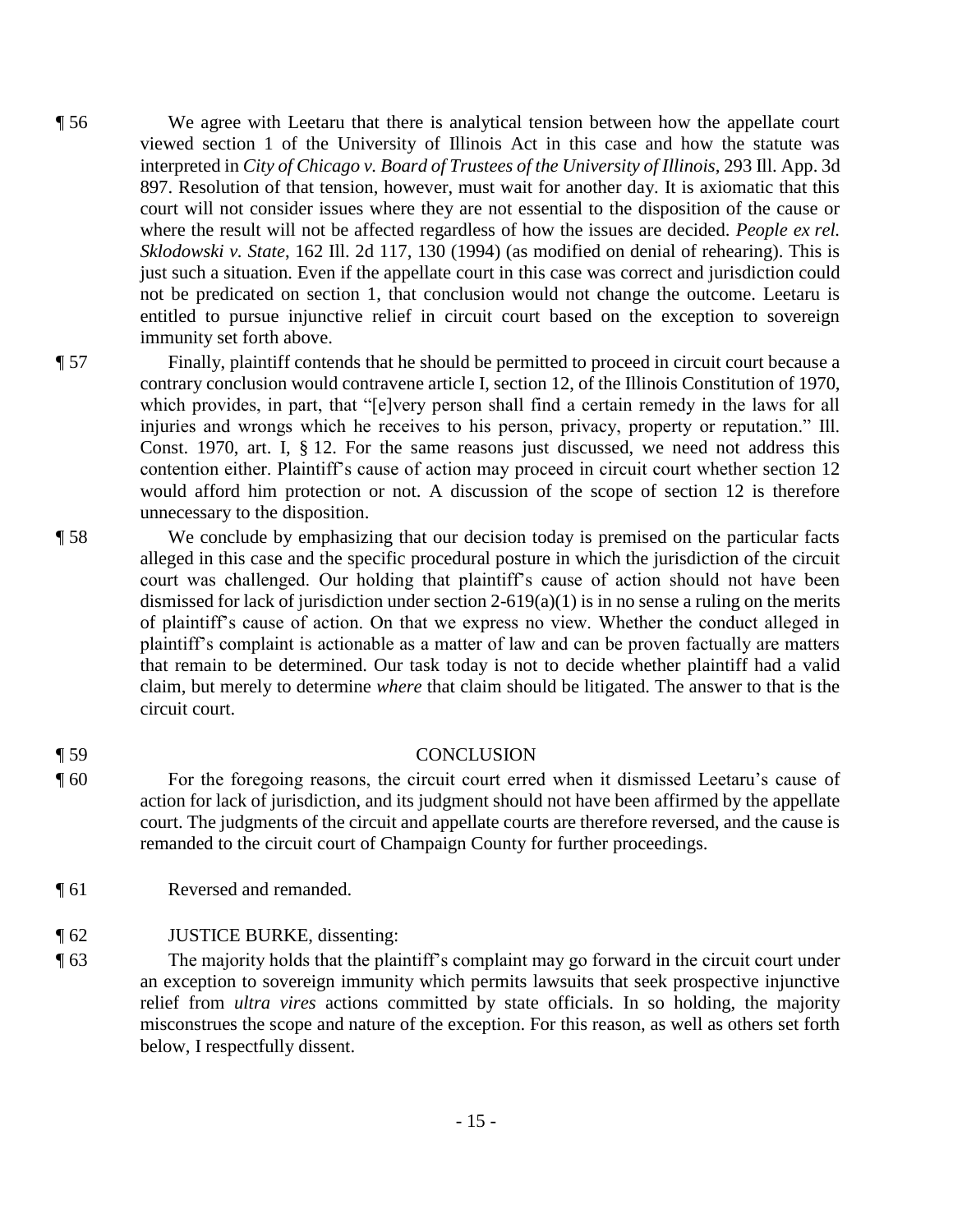¶ 56 We agree with Leetaru that there is analytical tension between how the appellate court viewed section 1 of the University of Illinois Act in this case and how the statute was interpreted in *City of Chicago v. Board of Trustees of the University of Illinois*, 293 Ill. App. 3d 897. Resolution of that tension, however, must wait for another day. It is axiomatic that this court will not consider issues where they are not essential to the disposition of the cause or where the result will not be affected regardless of how the issues are decided. *People ex rel. Sklodowski v. State*, 162 Ill. 2d 117, 130 (1994) (as modified on denial of rehearing). This is just such a situation. Even if the appellate court in this case was correct and jurisdiction could not be predicated on section 1, that conclusion would not change the outcome. Leetaru is entitled to pursue injunctive relief in circuit court based on the exception to sovereign immunity set forth above.

¶ 57 Finally, plaintiff contends that he should be permitted to proceed in circuit court because a contrary conclusion would contravene article I, section 12, of the Illinois Constitution of 1970, which provides, in part, that "[e]very person shall find a certain remedy in the laws for all injuries and wrongs which he receives to his person, privacy, property or reputation." Ill. Const. 1970, art. I, § 12. For the same reasons just discussed, we need not address this contention either. Plaintiff's cause of action may proceed in circuit court whether section 12 would afford him protection or not. A discussion of the scope of section 12 is therefore unnecessary to the disposition.

¶ 58 We conclude by emphasizing that our decision today is premised on the particular facts alleged in this case and the specific procedural posture in which the jurisdiction of the circuit court was challenged. Our holding that plaintiff's cause of action should not have been dismissed for lack of jurisdiction under section 2-619(a)(1) is in no sense a ruling on the merits of plaintiff's cause of action. On that we express no view. Whether the conduct alleged in plaintiff's complaint is actionable as a matter of law and can be proven factually are matters that remain to be determined. Our task today is not to decide whether plaintiff had a valid claim, but merely to determine *where* that claim should be litigated. The answer to that is the circuit court.

¶ 59 CONCLUSION

¶ 60 For the foregoing reasons, the circuit court erred when it dismissed Leetaru's cause of action for lack of jurisdiction, and its judgment should not have been affirmed by the appellate court. The judgments of the circuit and appellate courts are therefore reversed, and the cause is remanded to the circuit court of Champaign County for further proceedings.

¶ 61 Reversed and remanded.

¶ 62 JUSTICE BURKE, dissenting:

¶ 63 The majority holds that the plaintiff's complaint may go forward in the circuit court under an exception to sovereign immunity which permits lawsuits that seek prospective injunctive relief from *ultra vires* actions committed by state officials. In so holding, the majority misconstrues the scope and nature of the exception. For this reason, as well as others set forth below, I respectfully dissent.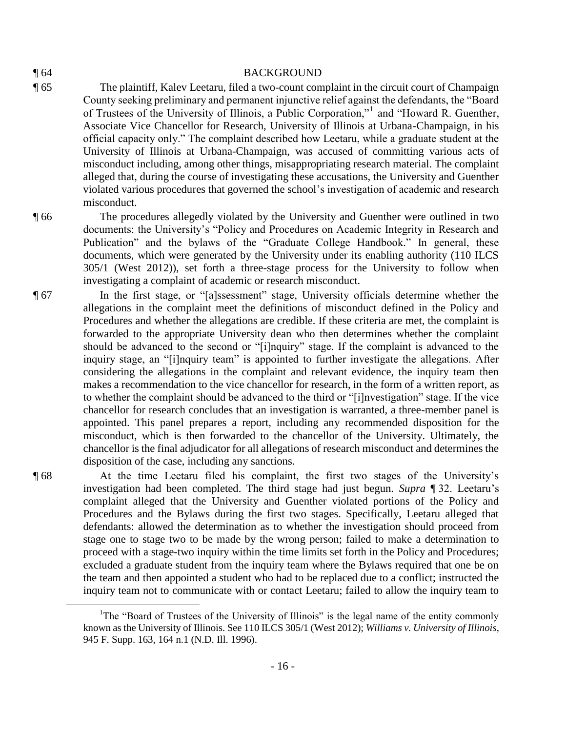¶ 64 BACKGROUND

¶ 65 The plaintiff, Kalev Leetaru, filed a two-count complaint in the circuit court of Champaign County seeking preliminary and permanent injunctive relief against the defendants, the "Board of Trustees of the University of Illinois, a Public Corporation,"[1] and "Howard R. Guenther, Associate Vice Chancellor for Research, University of Illinois at Urbana-Champaign, in his official capacity only." The complaint described how Leetaru, while a graduate student at the University of Illinois at Urbana-Champaign, was accused of committing various acts of misconduct including, among other things, misappropriating research material. The complaint alleged that, during the course of investigating these accusations, the University and Guenther violated various procedures that governed the school's investigation of academic and research misconduct.

¶ 66 The procedures allegedly violated by the University and Guenther were outlined in two documents: the University's "Policy and Procedures on Academic Integrity in Research and Publication" and the bylaws of the "Graduate College Handbook." In general, these documents, which were generated by the University under its enabling authority (110 ILCS 305/1 (West 2012)), set forth a three-stage process for the University to follow when investigating a complaint of academic or research misconduct.

¶ 67 In the first stage, or "[a]ssessment" stage, University officials determine whether the allegations in the complaint meet the definitions of misconduct defined in the Policy and Procedures and whether the allegations are credible. If these criteria are met, the complaint is forwarded to the appropriate University dean who then determines whether the complaint should be advanced to the second or "[i]nquiry" stage. If the complaint is advanced to the inquiry stage, an "[i]nquiry team" is appointed to further investigate the allegations. After considering the allegations in the complaint and relevant evidence, the inquiry team then makes a recommendation to the vice chancellor for research, in the form of a written report, as to whether the complaint should be advanced to the third or "[i]nvestigation" stage. If the vice chancellor for research concludes that an investigation is warranted, a three-member panel is appointed. This panel prepares a report, including any recommended disposition for the misconduct, which is then forwarded to the chancellor of the University. Ultimately, the chancellor is the final adjudicator for all allegations of research misconduct and determines the disposition of the case, including any sanctions.

¶ 68 At the time Leetaru filed his complaint, the first two stages of the University's investigation had been completed. The third stage had just begun. *Supra* ¶ 32. Leetaru's complaint alleged that the University and Guenther violated portions of the Policy and Procedures and the Bylaws during the first two stages. Specifically, Leetaru alleged that defendants: allowed the determination as to whether the investigation should proceed from stage one to stage two to be made by the wrong person; failed to make a determination to proceed with a stage-two inquiry within the time limits set forth in the Policy and Procedures; excluded a graduate student from the inquiry team where the Bylaws required that one be on the team and then appointed a student who had to be replaced due to a conflict; instructed the inquiry team not to communicate with or contact Leetaru; failed to allow the inquiry team to

---

[1] The "Board of Trustees of the University of Illinois" is the legal name of the entity commonly known as the University of Illinois. See 110 ILCS 305/1 (West 2012); *Williams v. University of Illinois*, 945 F. Supp. 163, 164 n.1 (N.D. Ill. 1996).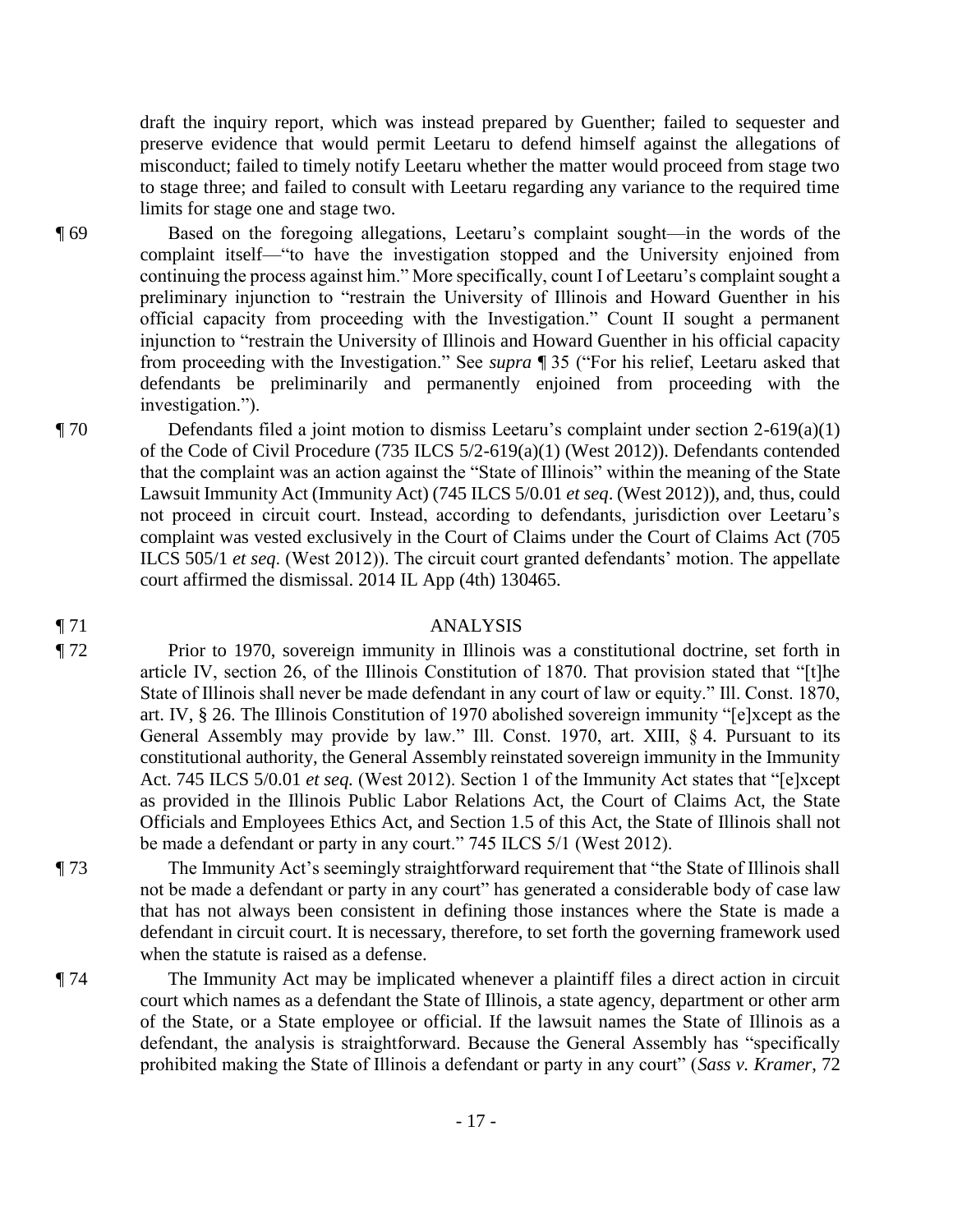draft the inquiry report, which was instead prepared by Guenther; failed to sequester and preserve evidence that would permit Leetaru to defend himself against the allegations of misconduct; failed to timely notify Leetaru whether the matter would proceed from stage two to stage three; and failed to consult with Leetaru regarding any variance to the required time limits for stage one and stage two.

¶ 69 Based on the foregoing allegations, Leetaru's complaint sought—in the words of the complaint itself—"to have the investigation stopped and the University enjoined from continuing the process against him." More specifically, count I of Leetaru's complaint sought a preliminary injunction to "restrain the University of Illinois and Howard Guenther in his official capacity from proceeding with the Investigation." Count II sought a permanent injunction to "restrain the University of Illinois and Howard Guenther in his official capacity from proceeding with the Investigation." See *supra* ¶ 35 ("For his relief, Leetaru asked that defendants be preliminarily and permanently enjoined from proceeding with the investigation.").

¶ 70 Defendants filed a joint motion to dismiss Leetaru's complaint under section 2-619(a)(1) of the Code of Civil Procedure (735 ILCS 5/2-619(a)(1) (West 2012)). Defendants contended that the complaint was an action against the "State of Illinois" within the meaning of the State Lawsuit Immunity Act (Immunity Act) (745 ILCS 5/0.01 *et seq*. (West 2012)), and, thus, could not proceed in circuit court. Instead, according to defendants, jurisdiction over Leetaru's complaint was vested exclusively in the Court of Claims under the Court of Claims Act (705 ILCS 505/1 *et seq.* (West 2012)). The circuit court granted defendants' motion. The appellate court affirmed the dismissal. 2014 IL App (4th) 130465.

## ¶ 71 ANALYSIS

¶ 72 Prior to 1970, sovereign immunity in Illinois was a constitutional doctrine, set forth in article IV, section 26, of the Illinois Constitution of 1870. That provision stated that "[t]he State of Illinois shall never be made defendant in any court of law or equity." Ill. Const. 1870, art. IV, § 26. The Illinois Constitution of 1970 abolished sovereign immunity "[e]xcept as the General Assembly may provide by law." Ill. Const. 1970, art. XIII, § 4. Pursuant to its constitutional authority, the General Assembly reinstated sovereign immunity in the Immunity Act. 745 ILCS 5/0.01 *et seq.* (West 2012). Section 1 of the Immunity Act states that "[e]xcept as provided in the Illinois Public Labor Relations Act, the Court of Claims Act, the State Officials and Employees Ethics Act, and Section 1.5 of this Act, the State of Illinois shall not be made a defendant or party in any court." 745 ILCS 5/1 (West 2012).

¶ 73 The Immunity Act's seemingly straightforward requirement that "the State of Illinois shall not be made a defendant or party in any court" has generated a considerable body of case law that has not always been consistent in defining those instances where the State is made a defendant in circuit court. It is necessary, therefore, to set forth the governing framework used when the statute is raised as a defense.

¶ 74 The Immunity Act may be implicated whenever a plaintiff files a direct action in circuit court which names as a defendant the State of Illinois, a state agency, department or other arm of the State, or a State employee or official. If the lawsuit names the State of Illinois as a defendant, the analysis is straightforward. Because the General Assembly has "specifically prohibited making the State of Illinois a defendant or party in any court" (*Sass v. Kramer*, 72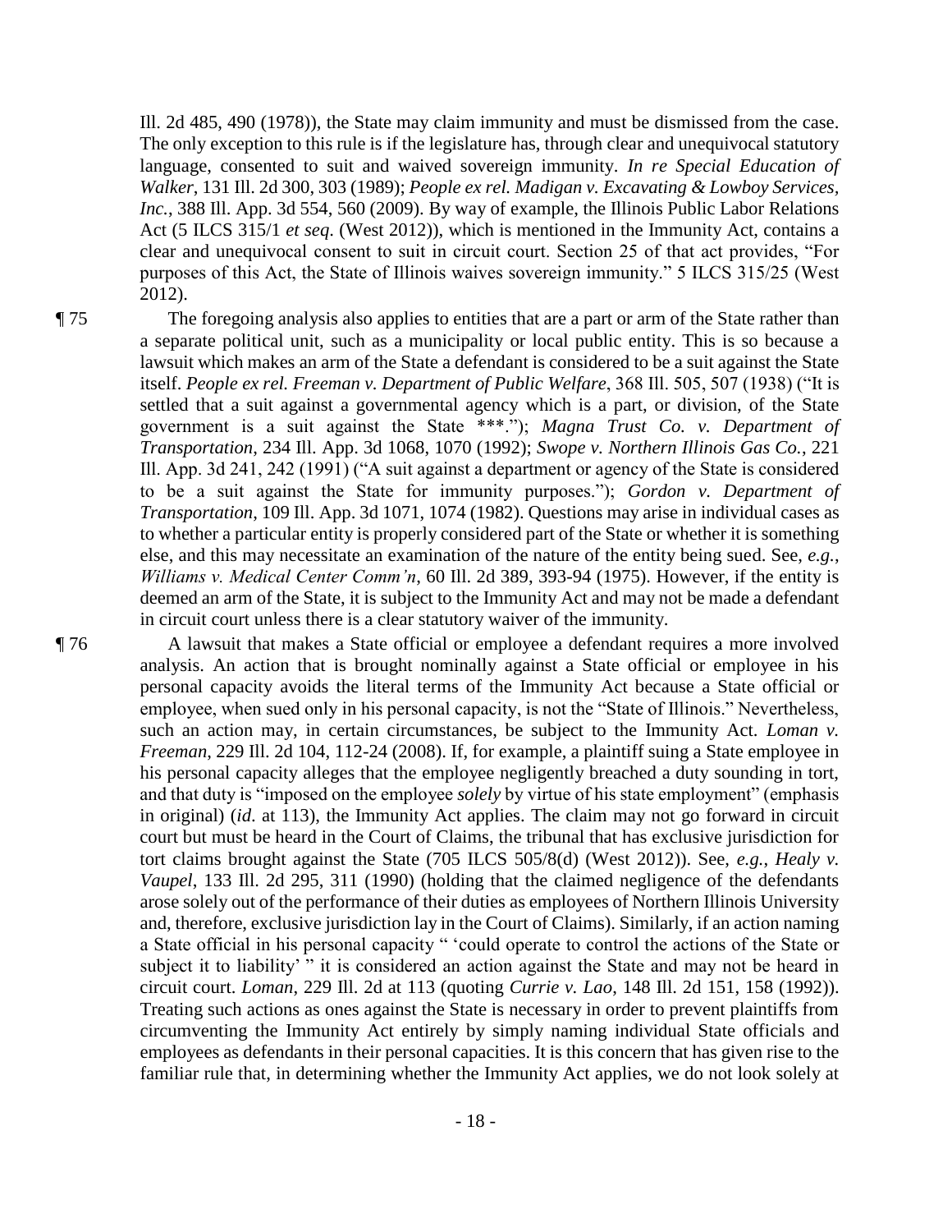Ill. 2d 485, 490 (1978)), the State may claim immunity and must be dismissed from the case. The only exception to this rule is if the legislature has, through clear and unequivocal statutory language, consented to suit and waived sovereign immunity. *In re Special Education of Walker*, 131 Ill. 2d 300, 303 (1989); *People ex rel. Madigan v. Excavating & Lowboy Services, Inc.*, 388 Ill. App. 3d 554, 560 (2009). By way of example, the Illinois Public Labor Relations Act (5 ILCS 315/1 *et seq.* (West 2012)), which is mentioned in the Immunity Act, contains a clear and unequivocal consent to suit in circuit court. Section 25 of that act provides, "For purposes of this Act, the State of Illinois waives sovereign immunity." 5 ILCS 315/25 (West 2012).

¶ 75 The foregoing analysis also applies to entities that are a part or arm of the State rather than a separate political unit, such as a municipality or local public entity. This is so because a lawsuit which makes an arm of the State a defendant is considered to be a suit against the State itself. *People ex rel. Freeman v. Department of Public Welfare*, 368 Ill. 505, 507 (1938) ("It is settled that a suit against a governmental agency which is a part, or division, of the State government is a suit against the State \*\*\*."); *Magna Trust Co. v. Department of Transportation*, 234 Ill. App. 3d 1068, 1070 (1992); *Swope v. Northern Illinois Gas Co.*, 221 Ill. App. 3d 241, 242 (1991) ("A suit against a department or agency of the State is considered to be a suit against the State for immunity purposes."); *Gordon v. Department of Transportation*, 109 Ill. App. 3d 1071, 1074 (1982). Questions may arise in individual cases as to whether a particular entity is properly considered part of the State or whether it is something else, and this may necessitate an examination of the nature of the entity being sued. See, *e.g.*, *Williams v. Medical Center Comm'n*, 60 Ill. 2d 389, 393-94 (1975). However, if the entity is deemed an arm of the State, it is subject to the Immunity Act and may not be made a defendant in circuit court unless there is a clear statutory waiver of the immunity.

¶ 76 A lawsuit that makes a State official or employee a defendant requires a more involved analysis. An action that is brought nominally against a State official or employee in his personal capacity avoids the literal terms of the Immunity Act because a State official or employee, when sued only in his personal capacity, is not the "State of Illinois." Nevertheless, such an action may, in certain circumstances, be subject to the Immunity Act. *Loman v. Freeman*, 229 Ill. 2d 104, 112-24 (2008). If, for example, a plaintiff suing a State employee in his personal capacity alleges that the employee negligently breached a duty sounding in tort, and that duty is "imposed on the employee *solely* by virtue of his state employment" (emphasis in original) (*id.* at 113), the Immunity Act applies. The claim may not go forward in circuit court but must be heard in the Court of Claims, the tribunal that has exclusive jurisdiction for tort claims brought against the State (705 ILCS 505/8(d) (West 2012)). See, *e.g.*, *Healy v. Vaupel*, 133 Ill. 2d 295, 311 (1990) (holding that the claimed negligence of the defendants arose solely out of the performance of their duties as employees of Northern Illinois University and, therefore, exclusive jurisdiction lay in the Court of Claims). Similarly, if an action naming a State official in his personal capacity " 'could operate to control the actions of the State or subject it to liability' " it is considered an action against the State and may not be heard in circuit court. *Loman*, 229 Ill. 2d at 113 (quoting *Currie v. Lao*, 148 Ill. 2d 151, 158 (1992)). Treating such actions as ones against the State is necessary in order to prevent plaintiffs from circumventing the Immunity Act entirely by simply naming individual State officials and employees as defendants in their personal capacities. It is this concern that has given rise to the familiar rule that, in determining whether the Immunity Act applies, we do not look solely at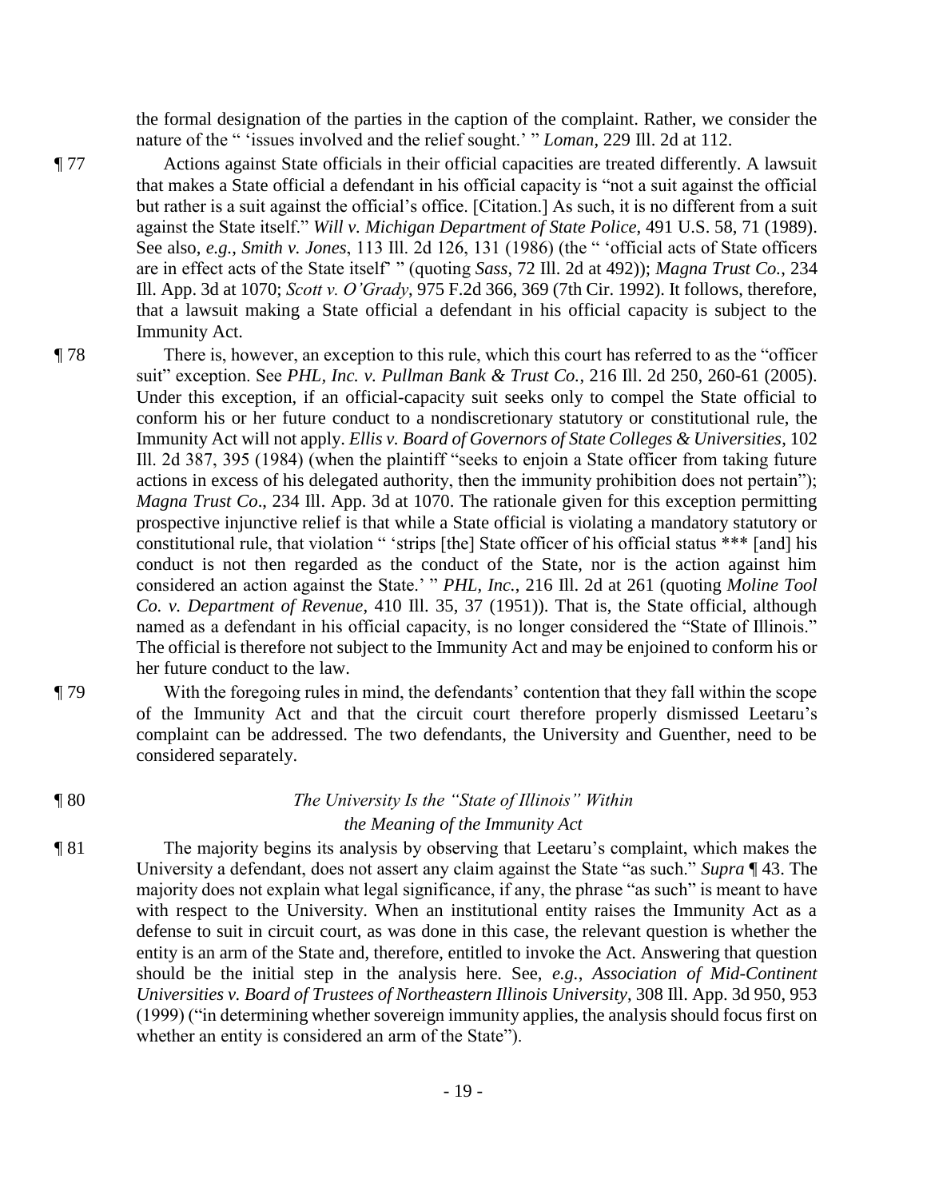the formal designation of the parties in the caption of the complaint. Rather, we consider the nature of the " 'issues involved and the relief sought.' " *Loman*, 229 Ill. 2d at 112.

¶ 77 Actions against State officials in their official capacities are treated differently. A lawsuit that makes a State official a defendant in his official capacity is "not a suit against the official but rather is a suit against the official's office. [Citation.] As such, it is no different from a suit against the State itself." *Will v. Michigan Department of State Police*, 491 U.S. 58, 71 (1989). See also, *e.g.*, *Smith v. Jones*, 113 Ill. 2d 126, 131 (1986) (the " 'official acts of State officers are in effect acts of the State itself' " (quoting *Sass*, 72 Ill. 2d at 492)); *Magna Trust Co.*, 234 Ill. App. 3d at 1070; *Scott v. O'Grady*, 975 F.2d 366, 369 (7th Cir. 1992). It follows, therefore, that a lawsuit making a State official a defendant in his official capacity is subject to the Immunity Act.

¶ 78 There is, however, an exception to this rule, which this court has referred to as the "officer suit" exception. See *PHL, Inc. v. Pullman Bank & Trust Co.*, 216 Ill. 2d 250, 260-61 (2005). Under this exception, if an official-capacity suit seeks only to compel the State official to conform his or her future conduct to a nondiscretionary statutory or constitutional rule, the Immunity Act will not apply. *Ellis v. Board of Governors of State Colleges & Universities*, 102 Ill. 2d 387, 395 (1984) (when the plaintiff "seeks to enjoin a State officer from taking future actions in excess of his delegated authority, then the immunity prohibition does not pertain"); *Magna Trust Co*., 234 Ill. App. 3d at 1070. The rationale given for this exception permitting prospective injunctive relief is that while a State official is violating a mandatory statutory or constitutional rule, that violation " 'strips [the] State officer of his official status *** [and] his conduct is not then regarded as the conduct of the State, nor is the action against him considered an action against the State.' " *PHL, Inc.*, 216 Ill. 2d at 261 (quoting *Moline Tool Co. v. Department of Revenue*, 410 Ill. 35, 37 (1951)). That is, the State official, although named as a defendant in his official capacity, is no longer considered the "State of Illinois." The official is therefore not subject to the Immunity Act and may be enjoined to conform his or her future conduct to the law.

¶ 79 With the foregoing rules in mind, the defendants' contention that they fall within the scope of the Immunity Act and that the circuit court therefore properly dismissed Leetaru's complaint can be addressed. The two defendants, the University and Guenther, need to be considered separately.

¶ 80 *The University Is the "State of Illinois" Within the Meaning of the Immunity Act*

¶ 81 The majority begins its analysis by observing that Leetaru's complaint, which makes the University a defendant, does not assert any claim against the State "as such." *Supra* ¶ 43. The majority does not explain what legal significance, if any, the phrase "as such" is meant to have with respect to the University. When an institutional entity raises the Immunity Act as a defense to suit in circuit court, as was done in this case, the relevant question is whether the entity is an arm of the State and, therefore, entitled to invoke the Act. Answering that question should be the initial step in the analysis here. See, *e.g.*, *Association of Mid-Continent Universities v. Board of Trustees of Northeastern Illinois University*, 308 Ill. App. 3d 950, 953 (1999) ("in determining whether sovereign immunity applies, the analysis should focus first on whether an entity is considered an arm of the State").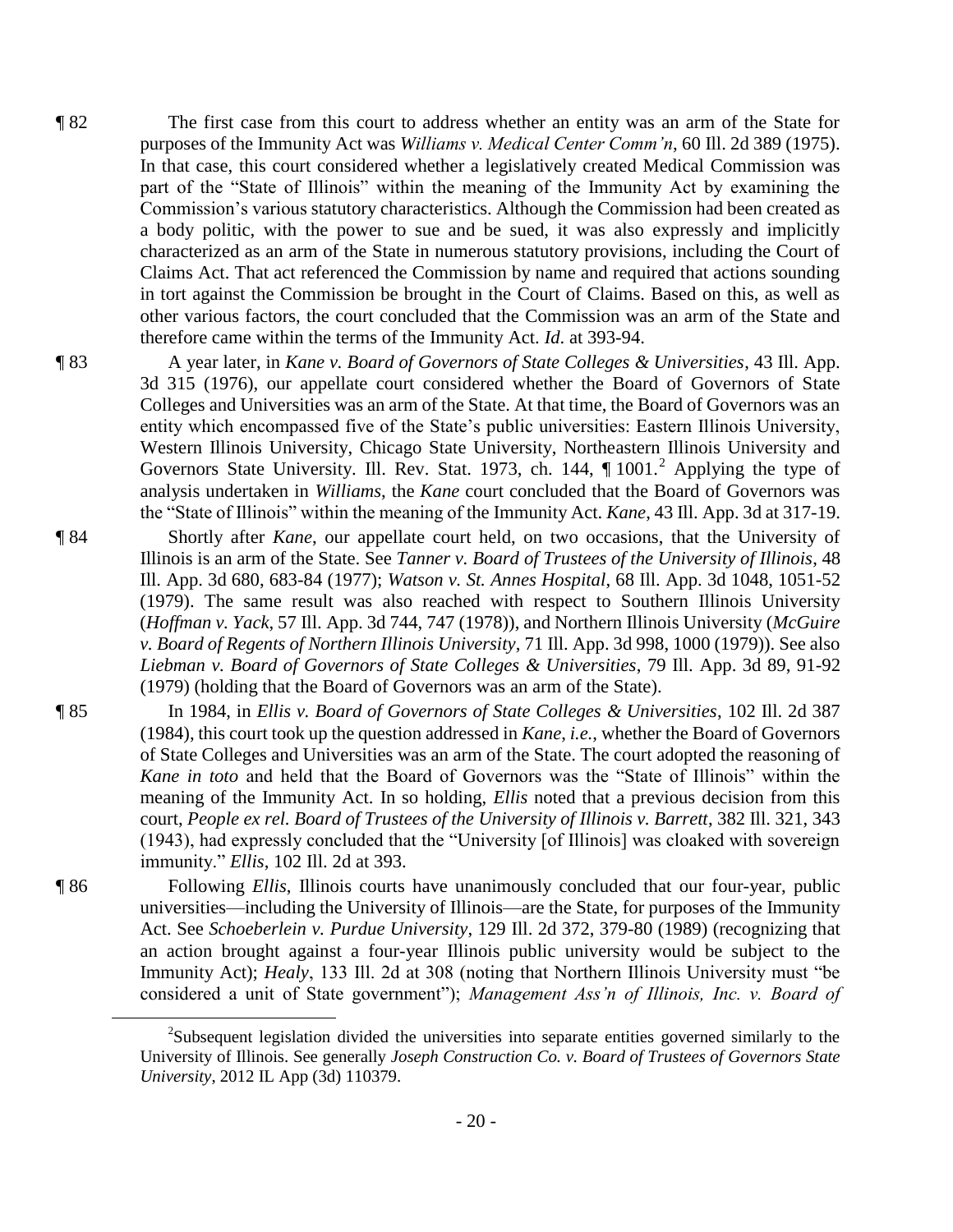¶ 82 The first case from this court to address whether an entity was an arm of the State for purposes of the Immunity Act was *Williams v. Medical Center Comm'n*, 60 Ill. 2d 389 (1975). In that case, this court considered whether a legislatively created Medical Commission was part of the "State of Illinois" within the meaning of the Immunity Act by examining the Commission's various statutory characteristics. Although the Commission had been created as a body politic, with the power to sue and be sued, it was also expressly and implicitly characterized as an arm of the State in numerous statutory provisions, including the Court of Claims Act. That act referenced the Commission by name and required that actions sounding in tort against the Commission be brought in the Court of Claims. Based on this, as well as other various factors, the court concluded that the Commission was an arm of the State and therefore came within the terms of the Immunity Act. *Id.* at 393-94.

¶ 83 A year later, in *Kane v. Board of Governors of State Colleges & Universities*, 43 Ill. App. 3d 315 (1976), our appellate court considered whether the Board of Governors of State Colleges and Universities was an arm of the State. At that time, the Board of Governors was an entity which encompassed five of the State's public universities: Eastern Illinois University, Western Illinois University, Chicago State University, Northeastern Illinois University and Governors State University. Ill. Rev. Stat. 1973, ch. 144, ¶ 1001.[2] Applying the type of analysis undertaken in *Williams*, the *Kane* court concluded that the Board of Governors was the "State of Illinois" within the meaning of the Immunity Act. *Kane*, 43 Ill. App. 3d at 317-19.

¶ 84 Shortly after *Kane*, our appellate court held, on two occasions, that the University of Illinois is an arm of the State. See *Tanner v. Board of Trustees of the University of Illinois*, 48 Ill. App. 3d 680, 683-84 (1977); *Watson v. St. Annes Hospital*, 68 Ill. App. 3d 1048, 1051-52 (1979). The same result was also reached with respect to Southern Illinois University (*Hoffman v. Yack*, 57 Ill. App. 3d 744, 747 (1978)), and Northern Illinois University (*McGuire v. Board of Regents of Northern Illinois University*, 71 Ill. App. 3d 998, 1000 (1979)). See also *Liebman v. Board of Governors of State Colleges & Universities*, 79 Ill. App. 3d 89, 91-92 (1979) (holding that the Board of Governors was an arm of the State).

¶ 85 In 1984, in *Ellis v. Board of Governors of State Colleges & Universities*, 102 Ill. 2d 387 (1984), this court took up the question addressed in *Kane*, *i.e.*, whether the Board of Governors of State Colleges and Universities was an arm of the State. The court adopted the reasoning of *Kane in toto* and held that the Board of Governors was the "State of Illinois" within the meaning of the Immunity Act. In so holding, *Ellis* noted that a previous decision from this court, *People ex rel. Board of Trustees of the University of Illinois v. Barrett*, 382 Ill. 321, 343 (1943), had expressly concluded that the "University [of Illinois] was cloaked with sovereign immunity." *Ellis*, 102 Ill. 2d at 393.

¶ 86 Following *Ellis*, Illinois courts have unanimously concluded that our four-year, public universities—including the University of Illinois—are the State, for purposes of the Immunity Act. See *Schoeberlein v. Purdue University*, 129 Ill. 2d 372, 379-80 (1989) (recognizing that an action brought against a four-year Illinois public university would be subject to the Immunity Act); *Healy*, 133 Ill. 2d at 308 (noting that Northern Illinois University must "be considered a unit of State government"); *Management Ass'n of Illinois, Inc. v. Board of*

---

[2] Subsequent legislation divided the universities into separate entities governed similarly to the University of Illinois. See generally *Joseph Construction Co. v. Board of Trustees of Governors State University*, 2012 IL App (3d) 110379.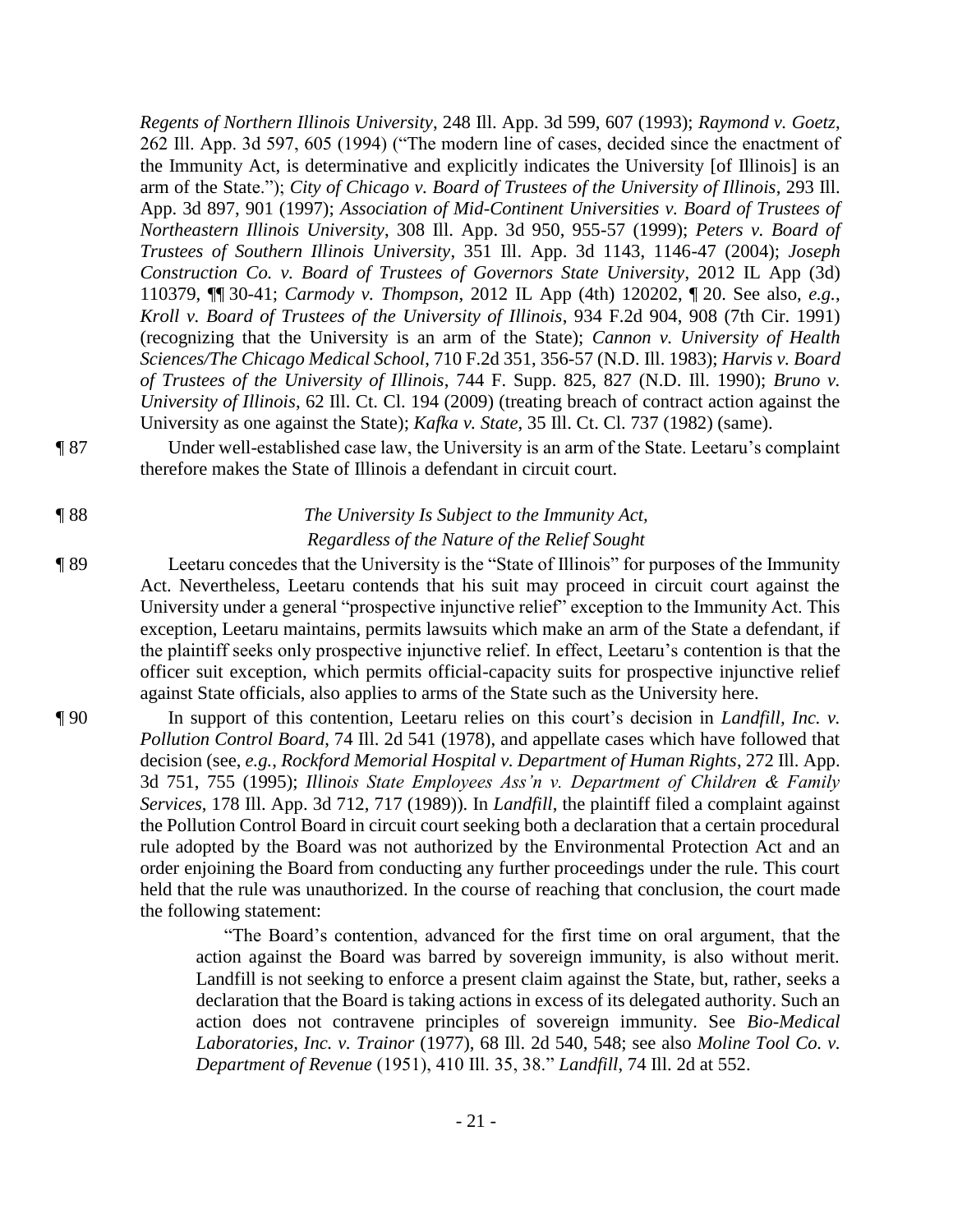*Regents of Northern Illinois University*, 248 Ill. App. 3d 599, 607 (1993); *Raymond v. Goetz*, 262 Ill. App. 3d 597, 605 (1994) ("The modern line of cases, decided since the enactment of the Immunity Act, is determinative and explicitly indicates the University [of Illinois] is an arm of the State."); *City of Chicago v. Board of Trustees of the University of Illinois*, 293 Ill. App. 3d 897, 901 (1997); *Association of Mid-Continent Universities v. Board of Trustees of Northeastern Illinois University*, 308 Ill. App. 3d 950, 955-57 (1999); *Peters v. Board of Trustees of Southern Illinois University*, 351 Ill. App. 3d 1143, 1146-47 (2004); *Joseph Construction Co. v. Board of Trustees of Governors State University*, 2012 IL App (3d) 110379, ¶¶ 30-41; *Carmody v. Thompson*, 2012 IL App (4th) 120202, ¶ 20. See also, *e.g.*, *Kroll v. Board of Trustees of the University of Illinois*, 934 F.2d 904, 908 (7th Cir. 1991) (recognizing that the University is an arm of the State); *Cannon v. University of Health Sciences/The Chicago Medical School*, 710 F.2d 351, 356-57 (N.D. Ill. 1983); *Harvis v. Board of Trustees of the University of Illinois*, 744 F. Supp. 825, 827 (N.D. Ill. 1990); *Bruno v. University of Illinois*, 62 Ill. Ct. Cl. 194 (2009) (treating breach of contract action against the University as one against the State); *Kafka v. State*, 35 Ill. Ct. Cl. 737 (1982) (same).

¶ 87 Under well-established case law, the University is an arm of the State. Leetaru's complaint therefore makes the State of Illinois a defendant in circuit court.

¶ 88 *The University Is Subject to the Immunity Act, Regardless of the Nature of the Relief Sought*

¶ 89 Leetaru concedes that the University is the "State of Illinois" for purposes of the Immunity Act. Nevertheless, Leetaru contends that his suit may proceed in circuit court against the University under a general "prospective injunctive relief" exception to the Immunity Act. This exception, Leetaru maintains, permits lawsuits which make an arm of the State a defendant, if the plaintiff seeks only prospective injunctive relief. In effect, Leetaru's contention is that the officer suit exception, which permits official-capacity suits for prospective injunctive relief against State officials, also applies to arms of the State such as the University here.

¶ 90 In support of this contention, Leetaru relies on this court's decision in *Landfill, Inc. v. Pollution Control Board*, 74 Ill. 2d 541 (1978), and appellate cases which have followed that decision (see, *e.g.*, *Rockford Memorial Hospital v. Department of Human Rights*, 272 Ill. App. 3d 751, 755 (1995); *Illinois State Employees Ass'n v. Department of Children & Family Services*, 178 Ill. App. 3d 712, 717 (1989)). In *Landfill*, the plaintiff filed a complaint against the Pollution Control Board in circuit court seeking both a declaration that a certain procedural rule adopted by the Board was not authorized by the Environmental Protection Act and an order enjoining the Board from conducting any further proceedings under the rule. This court held that the rule was unauthorized. In the course of reaching that conclusion, the court made the following statement:

> "The Board's contention, advanced for the first time on oral argument, that the action against the Board was barred by sovereign immunity, is also without merit. Landfill is not seeking to enforce a present claim against the State, but, rather, seeks a declaration that the Board is taking actions in excess of its delegated authority. Such an action does not contravene principles of sovereign immunity. See *Bio-Medical Laboratories, Inc. v. Trainor* (1977), 68 Ill. 2d 540, 548; see also *Moline Tool Co. v. Department of Revenue* (1951), 410 Ill. 35, 38." *Landfill*, 74 Ill. 2d at 552.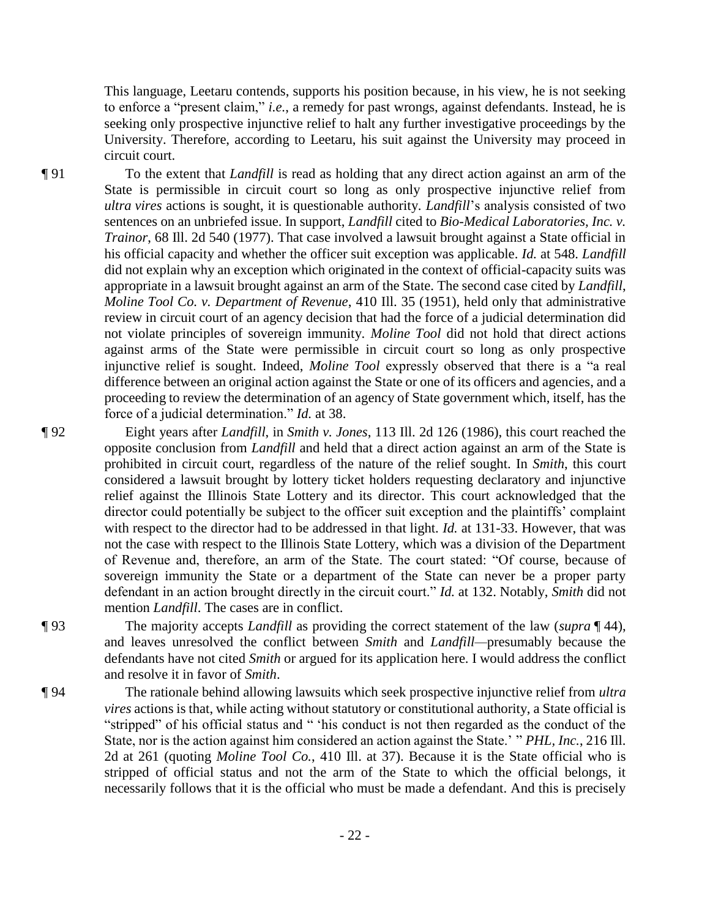This language, Leetaru contends, supports his position because, in his view, he is not seeking to enforce a "present claim," *i.e.*, a remedy for past wrongs, against defendants. Instead, he is seeking only prospective injunctive relief to halt any further investigative proceedings by the University. Therefore, according to Leetaru, his suit against the University may proceed in circuit court.

¶ 91 To the extent that *Landfill* is read as holding that any direct action against an arm of the State is permissible in circuit court so long as only prospective injunctive relief from *ultra vires* actions is sought, it is questionable authority. *Landfill*'s analysis consisted of two sentences on an unbriefed issue. In support, *Landfill* cited to *Bio-Medical Laboratories, Inc. v. Trainor*, 68 Ill. 2d 540 (1977). That case involved a lawsuit brought against a State official in his official capacity and whether the officer suit exception was applicable. *Id.* at 548. *Landfill* did not explain why an exception which originated in the context of official-capacity suits was appropriate in a lawsuit brought against an arm of the State. The second case cited by *Landfill*, *Moline Tool Co. v. Department of Revenue*, 410 Ill. 35 (1951), held only that administrative review in circuit court of an agency decision that had the force of a judicial determination did not violate principles of sovereign immunity. *Moline Tool* did not hold that direct actions against arms of the State were permissible in circuit court so long as only prospective injunctive relief is sought. Indeed, *Moline Tool* expressly observed that there is a "a real difference between an original action against the State or one of its officers and agencies, and a proceeding to review the determination of an agency of State government which, itself, has the force of a judicial determination." *Id.* at 38.

¶ 92 Eight years after *Landfill*, in *Smith v. Jones*, 113 Ill. 2d 126 (1986), this court reached the opposite conclusion from *Landfill* and held that a direct action against an arm of the State is prohibited in circuit court, regardless of the nature of the relief sought. In *Smith*, this court considered a lawsuit brought by lottery ticket holders requesting declaratory and injunctive relief against the Illinois State Lottery and its director. This court acknowledged that the director could potentially be subject to the officer suit exception and the plaintiffs' complaint with respect to the director had to be addressed in that light. *Id.* at 131-33. However, that was not the case with respect to the Illinois State Lottery, which was a division of the Department of Revenue and, therefore, an arm of the State. The court stated: "Of course, because of sovereign immunity the State or a department of the State can never be a proper party defendant in an action brought directly in the circuit court." *Id.* at 132. Notably, *Smith* did not mention *Landfill*. The cases are in conflict.

¶ 93 The majority accepts *Landfill* as providing the correct statement of the law (*supra* ¶ 44), and leaves unresolved the conflict between *Smith* and *Landfill*—presumably because the defendants have not cited *Smith* or argued for its application here. I would address the conflict and resolve it in favor of *Smith*.

¶ 94 The rationale behind allowing lawsuits which seek prospective injunctive relief from *ultra vires* actions is that, while acting without statutory or constitutional authority, a State official is "stripped" of his official status and " 'his conduct is not then regarded as the conduct of the State, nor is the action against him considered an action against the State.' " *PHL, Inc.*, 216 Ill. 2d at 261 (quoting *Moline Tool Co.*, 410 Ill. at 37). Because it is the State official who is stripped of official status and not the arm of the State to which the official belongs, it necessarily follows that it is the official who must be made a defendant. And this is precisely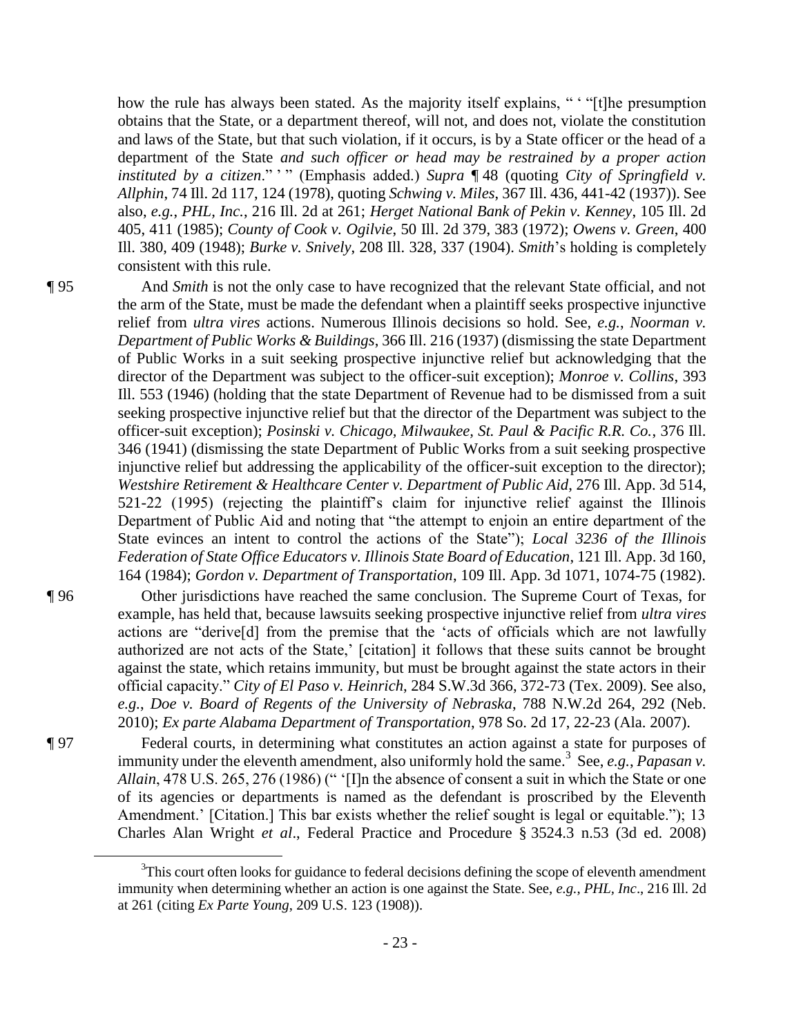how the rule has always been stated. As the majority itself explains, " ' "[t]he presumption obtains that the State, or a department thereof, will not, and does not, violate the constitution and laws of the State, but that such violation, if it occurs, is by a State officer or the head of a department of the State *and such officer or head may be restrained by a proper action instituted by a citizen*." ' " (Emphasis added.) *Supra* ¶ 48 (quoting *City of Springfield v. Allphin*, 74 Ill. 2d 117, 124 (1978), quoting *Schwing v. Miles*, 367 Ill. 436, 441-42 (1937)). See also, *e.g.*, *PHL, Inc.*, 216 Ill. 2d at 261; *Herget National Bank of Pekin v. Kenney*, 105 Ill. 2d 405, 411 (1985); *County of Cook v. Ogilvie*, 50 Ill. 2d 379, 383 (1972); *Owens v. Green*, 400 Ill. 380, 409 (1948); *Burke v. Snively*, 208 Ill. 328, 337 (1904). *Smith*'s holding is completely consistent with this rule.

¶ 95 And *Smith* is not the only case to have recognized that the relevant State official, and not the arm of the State, must be made the defendant when a plaintiff seeks prospective injunctive relief from *ultra vires* actions. Numerous Illinois decisions so hold. See, *e.g.*, *Noorman v. Department of Public Works & Buildings*, 366 Ill. 216 (1937) (dismissing the state Department of Public Works in a suit seeking prospective injunctive relief but acknowledging that the director of the Department was subject to the officer-suit exception); *Monroe v. Collins*, 393 Ill. 553 (1946) (holding that the state Department of Revenue had to be dismissed from a suit seeking prospective injunctive relief but that the director of the Department was subject to the officer-suit exception); *Posinski v. Chicago, Milwaukee, St. Paul & Pacific R.R. Co.*, 376 Ill. 346 (1941) (dismissing the state Department of Public Works from a suit seeking prospective injunctive relief but addressing the applicability of the officer-suit exception to the director); *Westshire Retirement & Healthcare Center v. Department of Public Aid*, 276 Ill. App. 3d 514, 521-22 (1995) (rejecting the plaintiff's claim for injunctive relief against the Illinois Department of Public Aid and noting that "the attempt to enjoin an entire department of the State evinces an intent to control the actions of the State"); *Local 3236 of the Illinois Federation of State Office Educators v. Illinois State Board of Education*, 121 Ill. App. 3d 160, 164 (1984); *Gordon v. Department of Transportation*, 109 Ill. App. 3d 1071, 1074-75 (1982).

¶ 96 Other jurisdictions have reached the same conclusion. The Supreme Court of Texas, for example, has held that, because lawsuits seeking prospective injunctive relief from *ultra vires* actions are "derive[d] from the premise that the 'acts of officials which are not lawfully authorized are not acts of the State,' [citation] it follows that these suits cannot be brought against the state, which retains immunity, but must be brought against the state actors in their official capacity." *City of El Paso v. Heinrich*, 284 S.W.3d 366, 372-73 (Tex. 2009). See also, *e.g.*, *Doe v. Board of Regents of the University of Nebraska*, 788 N.W.2d 264, 292 (Neb. 2010); *Ex parte Alabama Department of Transportation*, 978 So. 2d 17, 22-23 (Ala. 2007).

¶ 97 Federal courts, in determining what constitutes an action against a state for purposes of immunity under the eleventh amendment, also uniformly hold the same.[3] See, *e.g.*, *Papasan v. Allain*, 478 U.S. 265, 276 (1986) (" '[I]n the absence of consent a suit in which the State or one of its agencies or departments is named as the defendant is proscribed by the Eleventh Amendment.' [Citation.] This bar exists whether the relief sought is legal or equitable."); 13 Charles Alan Wright *et al*., Federal Practice and Procedure § 3524.3 n.53 (3d ed. 2008)

[3] This court often looks for guidance to federal decisions defining the scope of eleventh amendment immunity when determining whether an action is one against the State. See, *e.g.*, *PHL, Inc*., 216 Ill. 2d at 261 (citing *Ex Parte Young*, 209 U.S. 123 (1908)).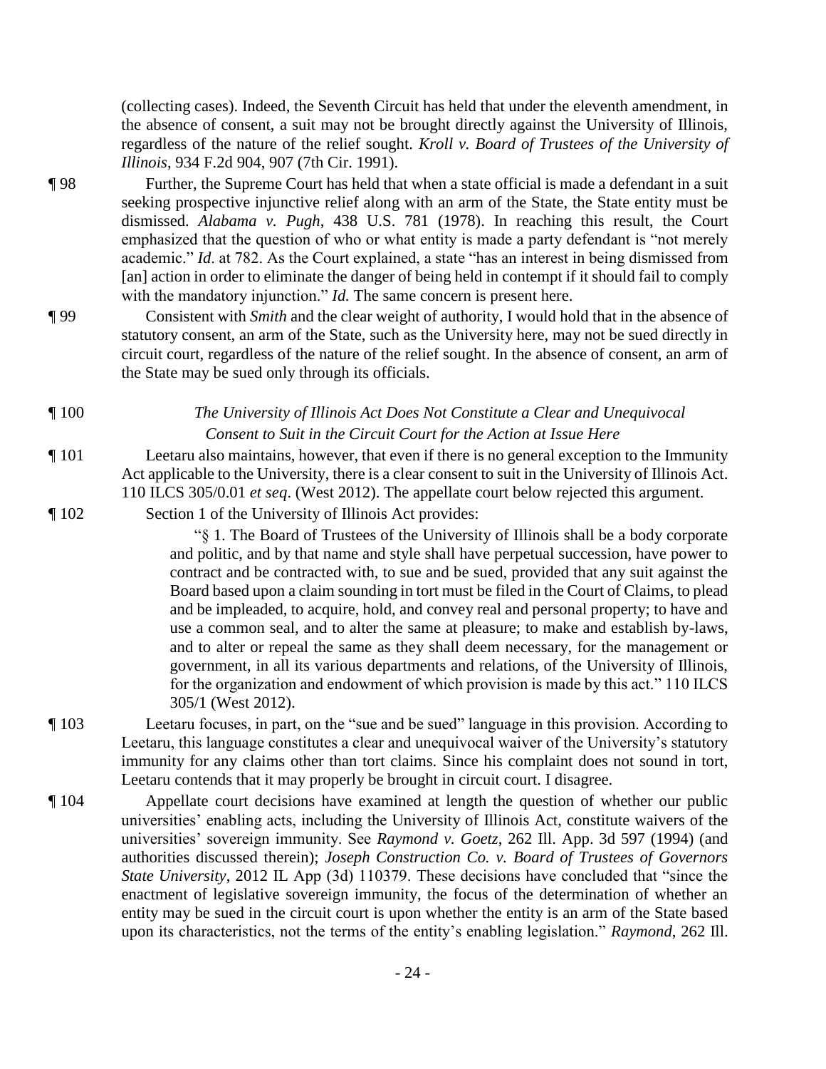(collecting cases). Indeed, the Seventh Circuit has held that under the eleventh amendment, in the absence of consent, a suit may not be brought directly against the University of Illinois, regardless of the nature of the relief sought. *Kroll v. Board of Trustees of the University of Illinois*, 934 F.2d 904, 907 (7th Cir. 1991).

¶ 98 Further, the Supreme Court has held that when a state official is made a defendant in a suit seeking prospective injunctive relief along with an arm of the State, the State entity must be dismissed. *Alabama v. Pugh*, 438 U.S. 781 (1978). In reaching this result, the Court emphasized that the question of who or what entity is made a party defendant is "not merely academic." *Id*. at 782. As the Court explained, a state "has an interest in being dismissed from [an] action in order to eliminate the danger of being held in contempt if it should fail to comply with the mandatory injunction." *Id.* The same concern is present here.

¶ 99 Consistent with *Smith* and the clear weight of authority, I would hold that in the absence of statutory consent, an arm of the State, such as the University here, may not be sued directly in circuit court, regardless of the nature of the relief sought. In the absence of consent, an arm of the State may be sued only through its officials.

¶ 100 *The University of Illinois Act Does Not Constitute a Clear and Unequivocal Consent to Suit in the Circuit Court for the Action at Issue Here*

¶ 101 Leetaru also maintains, however, that even if there is no general exception to the Immunity Act applicable to the University, there is a clear consent to suit in the University of Illinois Act. 110 ILCS 305/0.01 *et seq*. (West 2012). The appellate court below rejected this argument.

¶ 102 Section 1 of the University of Illinois Act provides:

> "§ 1. The Board of Trustees of the University of Illinois shall be a body corporate and politic, and by that name and style shall have perpetual succession, have power to contract and be contracted with, to sue and be sued, provided that any suit against the Board based upon a claim sounding in tort must be filed in the Court of Claims, to plead and be impleaded, to acquire, hold, and convey real and personal property; to have and use a common seal, and to alter the same at pleasure; to make and establish by-laws, and to alter or repeal the same as they shall deem necessary, for the management or government, in all its various departments and relations, of the University of Illinois, for the organization and endowment of which provision is made by this act." 110 ILCS 305/1 (West 2012).

¶ 103 Leetaru focuses, in part, on the "sue and be sued" language in this provision. According to Leetaru, this language constitutes a clear and unequivocal waiver of the University's statutory immunity for any claims other than tort claims. Since his complaint does not sound in tort, Leetaru contends that it may properly be brought in circuit court. I disagree.

¶ 104 Appellate court decisions have examined at length the question of whether our public universities' enabling acts, including the University of Illinois Act, constitute waivers of the universities' sovereign immunity. See *Raymond v. Goetz*, 262 Ill. App. 3d 597 (1994) (and authorities discussed therein); *Joseph Construction Co. v. Board of Trustees of Governors State University*, 2012 IL App (3d) 110379. These decisions have concluded that "since the enactment of legislative sovereign immunity, the focus of the determination of whether an entity may be sued in the circuit court is upon whether the entity is an arm of the State based upon its characteristics, not the terms of the entity's enabling legislation." *Raymond*, 262 Ill.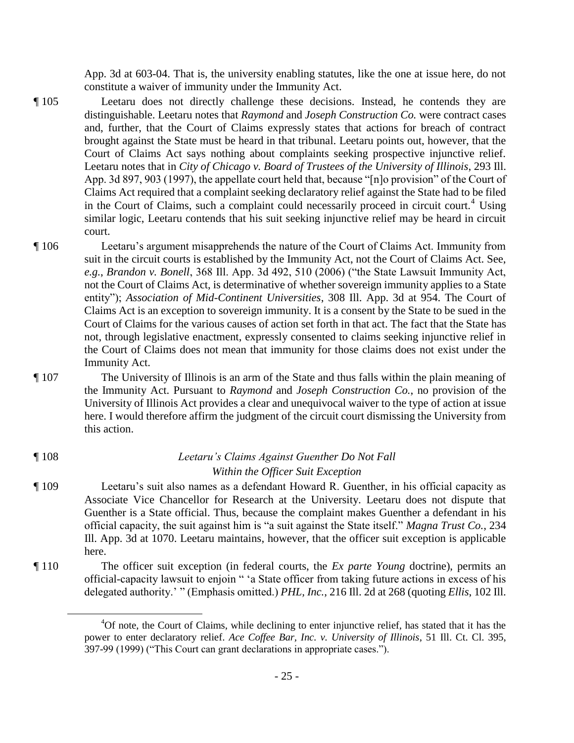App. 3d at 603-04. That is, the university enabling statutes, like the one at issue here, do not constitute a waiver of immunity under the Immunity Act.

¶ 105 Leetaru does not directly challenge these decisions. Instead, he contends they are distinguishable. Leetaru notes that *Raymond* and *Joseph Construction Co.* were contract cases and, further, that the Court of Claims expressly states that actions for breach of contract brought against the State must be heard in that tribunal. Leetaru points out, however, that the Court of Claims Act says nothing about complaints seeking prospective injunctive relief. Leetaru notes that in *City of Chicago v. Board of Trustees of the University of Illinois*, 293 Ill. App. 3d 897, 903 (1997), the appellate court held that, because "[n]o provision" of the Court of Claims Act required that a complaint seeking declaratory relief against the State had to be filed in the Court of Claims, such a complaint could necessarily proceed in circuit court.[4] Using similar logic, Leetaru contends that his suit seeking injunctive relief may be heard in circuit court.

¶ 106 Leetaru's argument misapprehends the nature of the Court of Claims Act. Immunity from suit in the circuit courts is established by the Immunity Act, not the Court of Claims Act. See, *e.g.*, *Brandon v. Bonell*, 368 Ill. App. 3d 492, 510 (2006) ("the State Lawsuit Immunity Act, not the Court of Claims Act, is determinative of whether sovereign immunity applies to a State entity"); *Association of Mid-Continent Universities*, 308 Ill. App. 3d at 954. The Court of Claims Act is an exception to sovereign immunity. It is a consent by the State to be sued in the Court of Claims for the various causes of action set forth in that act. The fact that the State has not, through legislative enactment, expressly consented to claims seeking injunctive relief in the Court of Claims does not mean that immunity for those claims does not exist under the Immunity Act.

¶ 107 The University of Illinois is an arm of the State and thus falls within the plain meaning of the Immunity Act. Pursuant to *Raymond* and *Joseph Construction Co.*, no provision of the University of Illinois Act provides a clear and unequivocal waiver to the type of action at issue here. I would therefore affirm the judgment of the circuit court dismissing the University from this action.

¶ 108 *Leetaru's Claims Against Guenther Do Not Fall Within the Officer Suit Exception*

¶ 109 Leetaru's suit also names as a defendant Howard R. Guenther, in his official capacity as Associate Vice Chancellor for Research at the University. Leetaru does not dispute that Guenther is a State official. Thus, because the complaint makes Guenther a defendant in his official capacity, the suit against him is "a suit against the State itself." *Magna Trust Co.*, 234 Ill. App. 3d at 1070. Leetaru maintains, however, that the officer suit exception is applicable here.

¶ 110 The officer suit exception (in federal courts, the *Ex parte Young* doctrine), permits an official-capacity lawsuit to enjoin " 'a State officer from taking future actions in excess of his delegated authority.' " (Emphasis omitted.) *PHL, Inc.*, 216 Ill. 2d at 268 (quoting *Ellis*, 102 Ill.

[4] Of note, the Court of Claims, while declining to enter injunctive relief, has stated that it has the power to enter declaratory relief. *Ace Coffee Bar, Inc. v. University of Illinois*, 51 Ill. Ct. Cl. 395, 397-99 (1999) ("This Court can grant declarations in appropriate cases.").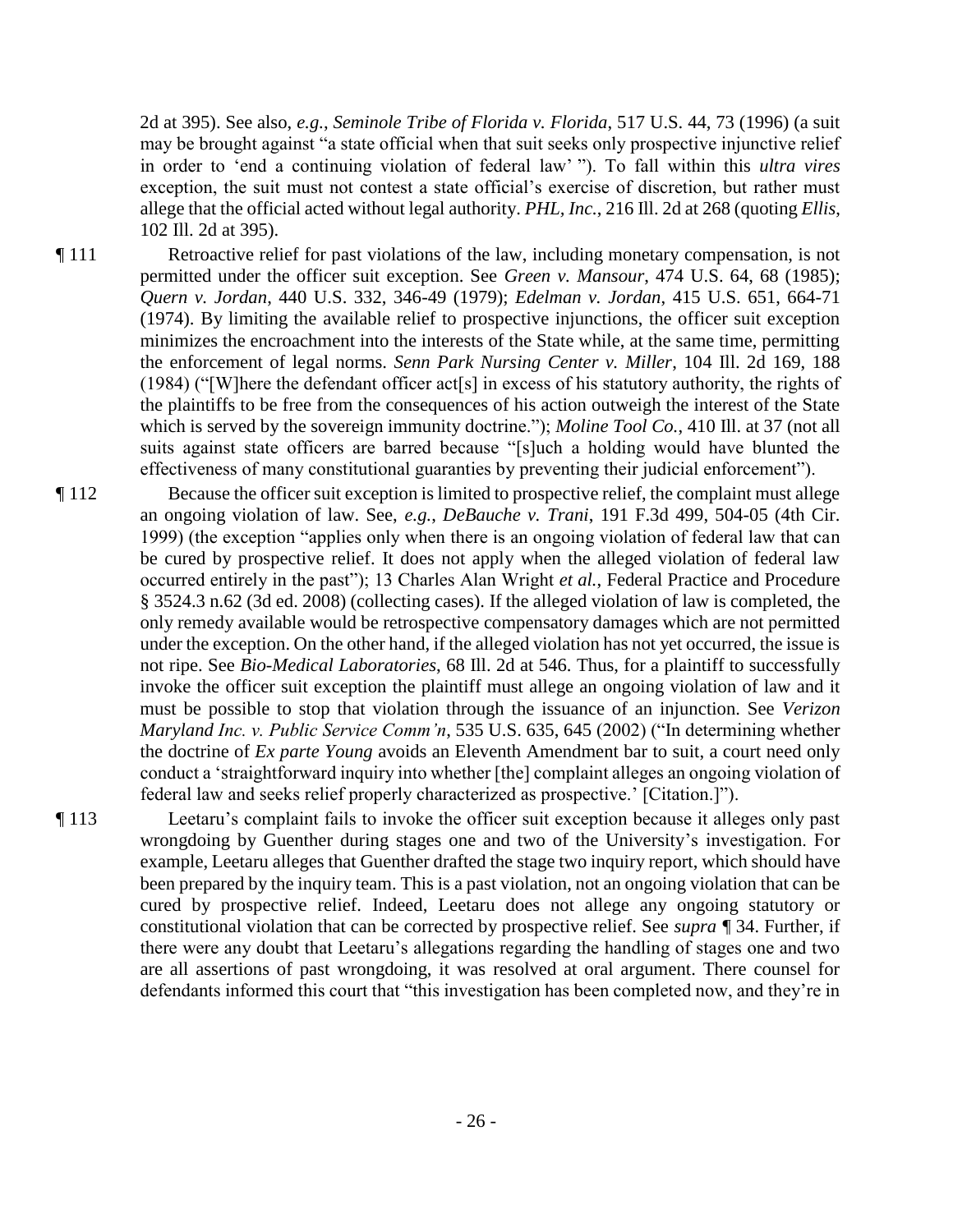2d at 395). See also, *e.g.*, *Seminole Tribe of Florida v. Florida*, 517 U.S. 44, 73 (1996) (a suit may be brought against "a state official when that suit seeks only prospective injunctive relief in order to 'end a continuing violation of federal law' "). To fall within this *ultra vires* exception, the suit must not contest a state official's exercise of discretion, but rather must allege that the official acted without legal authority. *PHL, Inc.*, 216 Ill. 2d at 268 (quoting *Ellis*, 102 Ill. 2d at 395).

¶ 111 Retroactive relief for past violations of the law, including monetary compensation, is not permitted under the officer suit exception. See *Green v. Mansour*, 474 U.S. 64, 68 (1985); *Quern v. Jordan*, 440 U.S. 332, 346-49 (1979); *Edelman v. Jordan*, 415 U.S. 651, 664-71 (1974). By limiting the available relief to prospective injunctions, the officer suit exception minimizes the encroachment into the interests of the State while, at the same time, permitting the enforcement of legal norms. *Senn Park Nursing Center v. Miller*, 104 Ill. 2d 169, 188 (1984) ("[W]here the defendant officer act[s] in excess of his statutory authority, the rights of the plaintiffs to be free from the consequences of his action outweigh the interest of the State which is served by the sovereign immunity doctrine."); *Moline Tool Co.*, 410 Ill. at 37 (not all suits against state officers are barred because "[s]uch a holding would have blunted the effectiveness of many constitutional guaranties by preventing their judicial enforcement").

¶ 112 Because the officer suit exception is limited to prospective relief, the complaint must allege an ongoing violation of law. See, *e.g.*, *DeBauche v. Trani*, 191 F.3d 499, 504-05 (4th Cir. 1999) (the exception "applies only when there is an ongoing violation of federal law that can be cured by prospective relief. It does not apply when the alleged violation of federal law occurred entirely in the past"); 13 Charles Alan Wright *et al.*, Federal Practice and Procedure § 3524.3 n.62 (3d ed. 2008) (collecting cases). If the alleged violation of law is completed, the only remedy available would be retrospective compensatory damages which are not permitted under the exception. On the other hand, if the alleged violation has not yet occurred, the issue is not ripe. See *Bio-Medical Laboratories*, 68 Ill. 2d at 546. Thus, for a plaintiff to successfully invoke the officer suit exception the plaintiff must allege an ongoing violation of law and it must be possible to stop that violation through the issuance of an injunction. See *Verizon Maryland Inc. v. Public Service Comm'n*, 535 U.S. 635, 645 (2002) ("In determining whether the doctrine of *Ex parte Young* avoids an Eleventh Amendment bar to suit, a court need only conduct a 'straightforward inquiry into whether [the] complaint alleges an ongoing violation of federal law and seeks relief properly characterized as prospective.' [Citation.]").

¶ 113 Leetaru's complaint fails to invoke the officer suit exception because it alleges only past wrongdoing by Guenther during stages one and two of the University's investigation. For example, Leetaru alleges that Guenther drafted the stage two inquiry report, which should have been prepared by the inquiry team. This is a past violation, not an ongoing violation that can be cured by prospective relief. Indeed, Leetaru does not allege any ongoing statutory or constitutional violation that can be corrected by prospective relief. See *supra* ¶ 34. Further, if there were any doubt that Leetaru's allegations regarding the handling of stages one and two are all assertions of past wrongdoing, it was resolved at oral argument. There counsel for defendants informed this court that "this investigation has been completed now, and they're in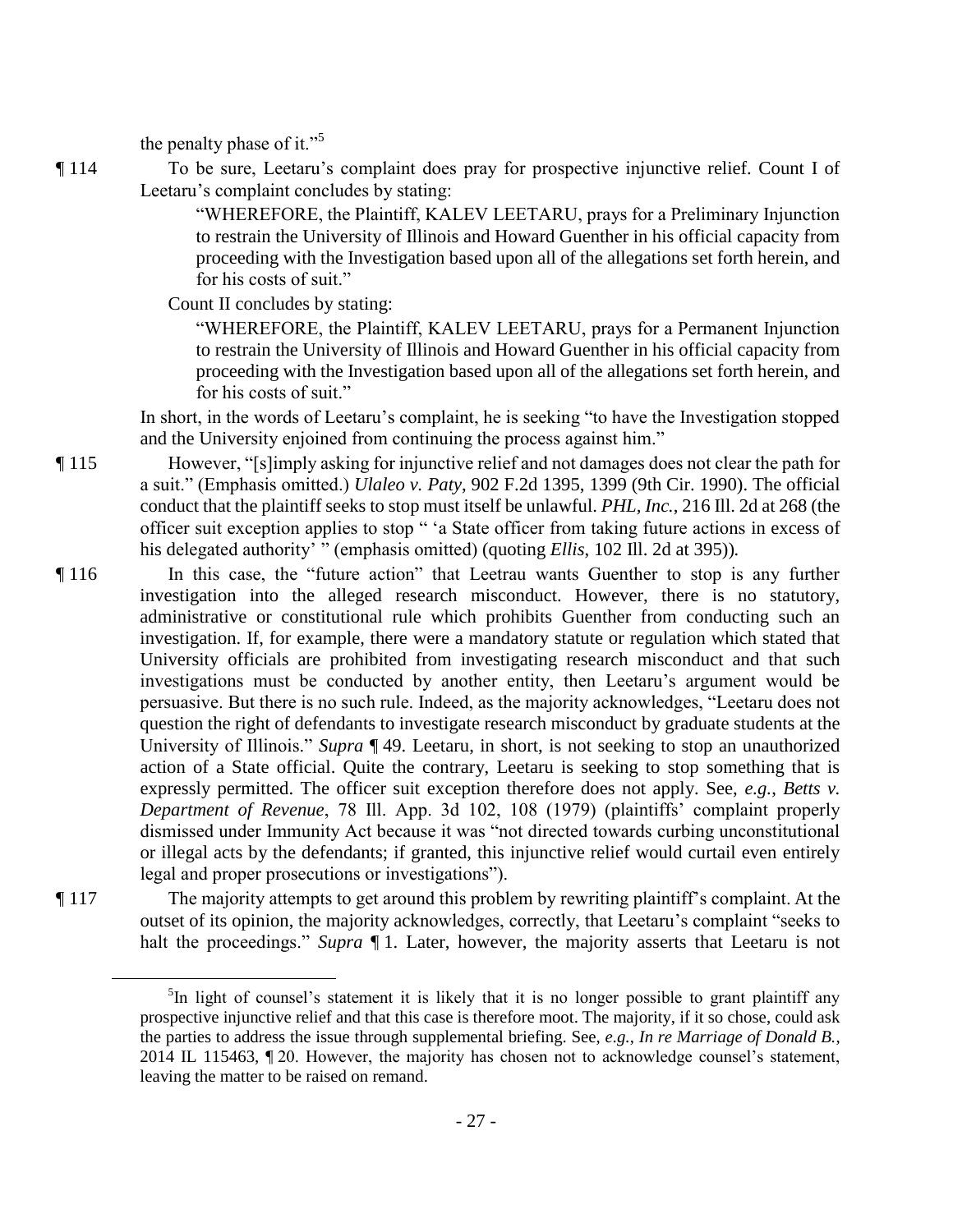the penalty phase of it."[5]

¶ 114 To be sure, Leetaru's complaint does pray for prospective injunctive relief. Count I of Leetaru's complaint concludes by stating:

> "WHEREFORE, the Plaintiff, KALEV LEETARU, prays for a Preliminary Injunction to restrain the University of Illinois and Howard Guenther in his official capacity from proceeding with the Investigation based upon all of the allegations set forth herein, and for his costs of suit."

Count II concludes by stating:

> "WHEREFORE, the Plaintiff, KALEV LEETARU, prays for a Permanent Injunction to restrain the University of Illinois and Howard Guenther in his official capacity from proceeding with the Investigation based upon all of the allegations set forth herein, and for his costs of suit."

In short, in the words of Leetaru's complaint, he is seeking "to have the Investigation stopped and the University enjoined from continuing the process against him."

¶ 115 However, "[s]imply asking for injunctive relief and not damages does not clear the path for a suit." (Emphasis omitted.) *Ulaleo v. Paty*, 902 F.2d 1395, 1399 (9th Cir. 1990). The official conduct that the plaintiff seeks to stop must itself be unlawful. *PHL, Inc.*, 216 Ill. 2d at 268 (the officer suit exception applies to stop " 'a State officer from taking future actions in excess of his delegated authority' " (emphasis omitted) (quoting *Ellis*, 102 Ill. 2d at 395)).

¶ 116 In this case, the "future action" that Leetrau wants Guenther to stop is any further investigation into the alleged research misconduct. However, there is no statutory, administrative or constitutional rule which prohibits Guenther from conducting such an investigation. If, for example, there were a mandatory statute or regulation which stated that University officials are prohibited from investigating research misconduct and that such investigations must be conducted by another entity, then Leetaru's argument would be persuasive. But there is no such rule. Indeed, as the majority acknowledges, "Leetaru does not question the right of defendants to investigate research misconduct by graduate students at the University of Illinois." *Supra* ¶ 49. Leetaru, in short, is not seeking to stop an unauthorized action of a State official. Quite the contrary, Leetaru is seeking to stop something that is expressly permitted. The officer suit exception therefore does not apply. See, *e.g.*, *Betts v. Department of Revenue*, 78 Ill. App. 3d 102, 108 (1979) (plaintiffs' complaint properly dismissed under Immunity Act because it was "not directed towards curbing unconstitutional or illegal acts by the defendants; if granted, this injunctive relief would curtail even entirely legal and proper prosecutions or investigations").

¶ 117 The majority attempts to get around this problem by rewriting plaintiff's complaint. At the outset of its opinion, the majority acknowledges, correctly, that Leetaru's complaint "seeks to halt the proceedings." *Supra* ¶ 1. Later, however, the majority asserts that Leetaru is not

---

[5] In light of counsel's statement it is likely that it is no longer possible to grant plaintiff any prospective injunctive relief and that this case is therefore moot. The majority, if it so chose, could ask the parties to address the issue through supplemental briefing. See, *e.g.*, *In re Marriage of Donald B.*, 2014 IL 115463, ¶ 20. However, the majority has chosen not to acknowledge counsel's statement, leaving the matter to be raised on remand.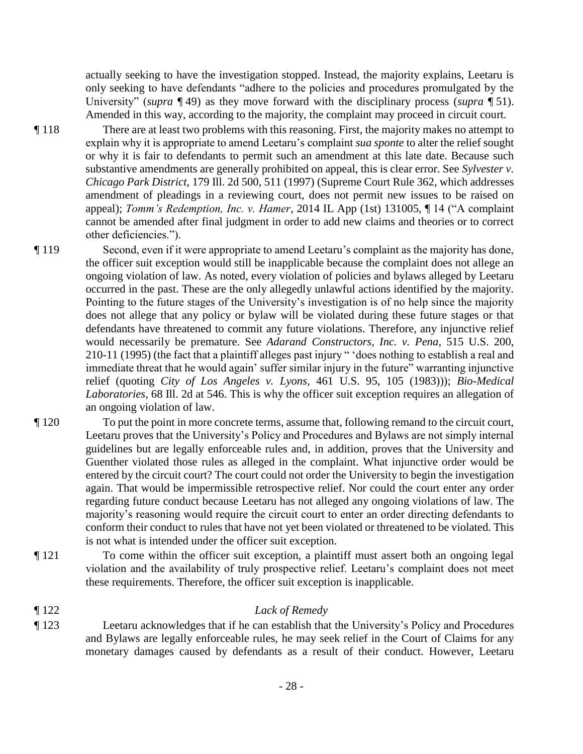actually seeking to have the investigation stopped. Instead, the majority explains, Leetaru is only seeking to have defendants "adhere to the policies and procedures promulgated by the University" (*supra* ¶ 49) as they move forward with the disciplinary process (*supra* ¶ 51). Amended in this way, according to the majority, the complaint may proceed in circuit court.

¶ 118 There are at least two problems with this reasoning. First, the majority makes no attempt to explain why it is appropriate to amend Leetaru's complaint *sua sponte* to alter the relief sought or why it is fair to defendants to permit such an amendment at this late date. Because such substantive amendments are generally prohibited on appeal, this is clear error. See *Sylvester v. Chicago Park District*, 179 Ill. 2d 500, 511 (1997) (Supreme Court Rule 362, which addresses amendment of pleadings in a reviewing court, does not permit new issues to be raised on appeal); *Tomm's Redemption, Inc. v. Hamer*, 2014 IL App (1st) 131005, ¶ 14 ("A complaint cannot be amended after final judgment in order to add new claims and theories or to correct other deficiencies.").

¶ 119 Second, even if it were appropriate to amend Leetaru's complaint as the majority has done, the officer suit exception would still be inapplicable because the complaint does not allege an ongoing violation of law. As noted, every violation of policies and bylaws alleged by Leetaru occurred in the past. These are the only allegedly unlawful actions identified by the majority. Pointing to the future stages of the University's investigation is of no help since the majority does not allege that any policy or bylaw will be violated during these future stages or that defendants have threatened to commit any future violations. Therefore, any injunctive relief would necessarily be premature. See *Adarand Constructors, Inc. v. Pena*, 515 U.S. 200, 210-11 (1995) (the fact that a plaintiff alleges past injury " 'does nothing to establish a real and immediate threat that he would again' suffer similar injury in the future" warranting injunctive relief (quoting *City of Los Angeles v. Lyons*, 461 U.S. 95, 105 (1983))); *Bio-Medical Laboratories*, 68 Ill. 2d at 546. This is why the officer suit exception requires an allegation of an ongoing violation of law.

¶ 120 To put the point in more concrete terms, assume that, following remand to the circuit court, Leetaru proves that the University's Policy and Procedures and Bylaws are not simply internal guidelines but are legally enforceable rules and, in addition, proves that the University and Guenther violated those rules as alleged in the complaint. What injunctive order would be entered by the circuit court? The court could not order the University to begin the investigation again. That would be impermissible retrospective relief. Nor could the court enter any order regarding future conduct because Leetaru has not alleged any ongoing violations of law. The majority's reasoning would require the circuit court to enter an order directing defendants to conform their conduct to rules that have not yet been violated or threatened to be violated. This is not what is intended under the officer suit exception.

¶ 121 To come within the officer suit exception, a plaintiff must assert both an ongoing legal violation and the availability of truly prospective relief. Leetaru's complaint does not meet these requirements. Therefore, the officer suit exception is inapplicable.

¶ 122 *Lack of Remedy*

¶ 123 Leetaru acknowledges that if he can establish that the University's Policy and Procedures and Bylaws are legally enforceable rules, he may seek relief in the Court of Claims for any monetary damages caused by defendants as a result of their conduct. However, Leetaru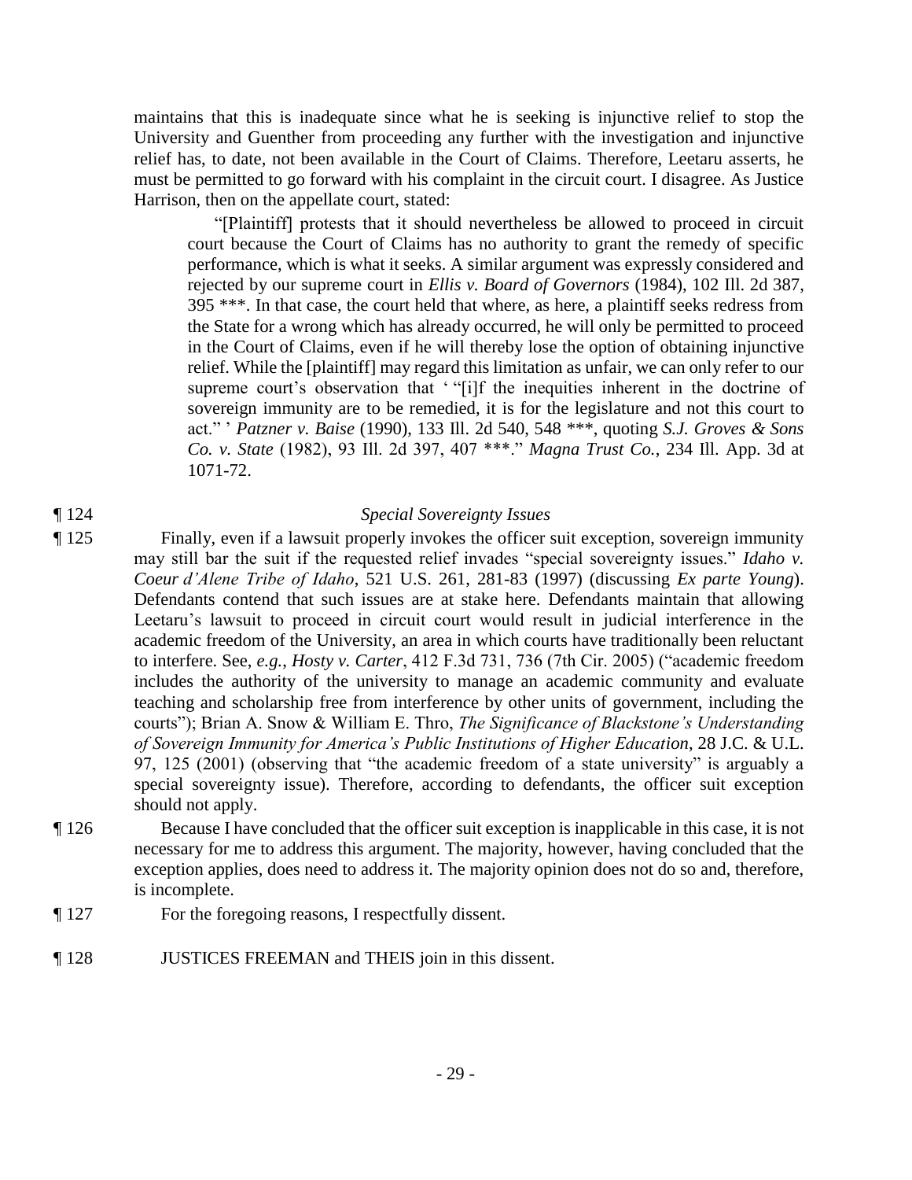maintains that this is inadequate since what he is seeking is injunctive relief to stop the University and Guenther from proceeding any further with the investigation and injunctive relief has, to date, not been available in the Court of Claims. Therefore, Leetaru asserts, he must be permitted to go forward with his complaint in the circuit court. I disagree. As Justice Harrison, then on the appellate court, stated:

> "[Plaintiff] protests that it should nevertheless be allowed to proceed in circuit court because the Court of Claims has no authority to grant the remedy of specific performance, which is what it seeks. A similar argument was expressly considered and rejected by our supreme court in *Ellis v. Board of Governors* (1984), 102 Ill. 2d 387, 395 \*\*\*. In that case, the court held that where, as here, a plaintiff seeks redress from the State for a wrong which has already occurred, he will only be permitted to proceed in the Court of Claims, even if he will thereby lose the option of obtaining injunctive relief. While the [plaintiff] may regard this limitation as unfair, we can only refer to our supreme court's observation that ' "[i]f the inequities inherent in the doctrine of sovereign immunity are to be remedied, it is for the legislature and not this court to act." ' *Patzner v. Baise* (1990), 133 Ill. 2d 540, 548 \*\*\*, quoting *S.J. Groves & Sons Co. v. State* (1982), 93 Ill. 2d 397, 407 \*\*\*." *Magna Trust Co.*, 234 Ill. App. 3d at 1071-72.

¶ 124 *Special Sovereignty Issues*

¶ 125 Finally, even if a lawsuit properly invokes the officer suit exception, sovereign immunity may still bar the suit if the requested relief invades "special sovereignty issues." *Idaho v. Coeur d'Alene Tribe of Idaho*, 521 U.S. 261, 281-83 (1997) (discussing *Ex parte Young*). Defendants contend that such issues are at stake here. Defendants maintain that allowing Leetaru's lawsuit to proceed in circuit court would result in judicial interference in the academic freedom of the University, an area in which courts have traditionally been reluctant to interfere. See, *e.g.*, *Hosty v. Carter*, 412 F.3d 731, 736 (7th Cir. 2005) ("academic freedom includes the authority of the university to manage an academic community and evaluate teaching and scholarship free from interference by other units of government, including the courts"); Brian A. Snow & William E. Thro, *The Significance of Blackstone's Understanding of Sovereign Immunity for America's Public Institutions of Higher Education*, 28 J.C. & U.L. 97, 125 (2001) (observing that "the academic freedom of a state university" is arguably a special sovereignty issue). Therefore, according to defendants, the officer suit exception should not apply.

¶ 126 Because I have concluded that the officer suit exception is inapplicable in this case, it is not necessary for me to address this argument. The majority, however, having concluded that the exception applies, does need to address it. The majority opinion does not do so and, therefore, is incomplete.

¶ 127 For the foregoing reasons, I respectfully dissent.

¶ 128 JUSTICES FREEMAN and THEIS join in this dissent.